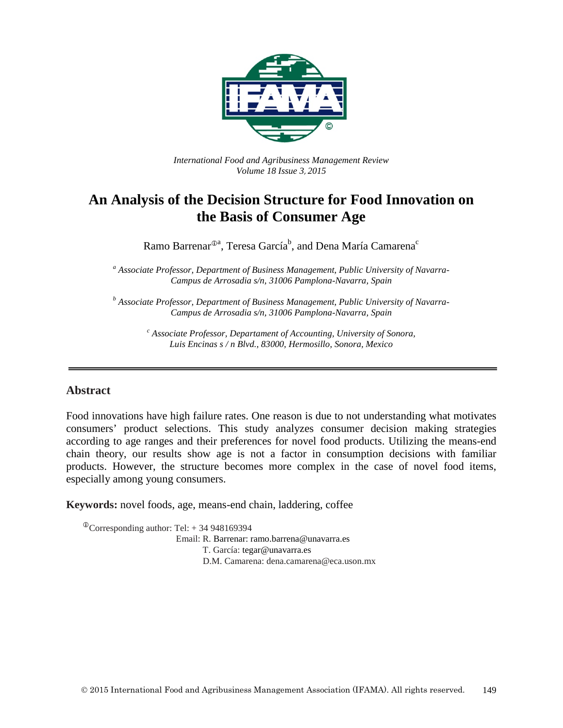*International Food and Agribusiness Management Review*
*Volume 18 Issue 3, 2015*

# An Analysis of the Decision Structure for Food Innovation on the Basis of Consumer Age

Ramo Barrenar[ⓘa], Teresa García[b], and Dena María Camarena[c]

[a] *Associate Professor, Department of Business Management, Public University of Navarra-Campus de Arrosadia s/n, 31006 Pamplona-Navarra, Spain*

[b] *Associate Professor, Department of Business Management, Public University of Navarra-Campus de Arrosadia s/n, 31006 Pamplona-Navarra, Spain*

[c] *Associate Professor, Departament of Accounting, University of Sonora, Luis Encinas s / n Blvd., 83000, Hermosillo, Sonora, Mexico*

---

## Abstract

Food innovations have high failure rates. One reason is due to not understanding what motivates consumers' product selections. This study analyzes consumer decision making strategies according to age ranges and their preferences for novel food products. Utilizing the means-end chain theory, our results show age is not a factor in consumption decisions with familiar products. However, the structure becomes more complex in the case of novel food items, especially among young consumers.

**Keywords:** novel foods, age, means-end chain, laddering, coffee

ⓘCorresponding author: Tel: + 34 948169394
Email: R. Barrenar: ramo.barrena@unavarra.es
T. García: tegar@unavarra.es
D.M. Camarena: dena.camarena@eca.uson.mx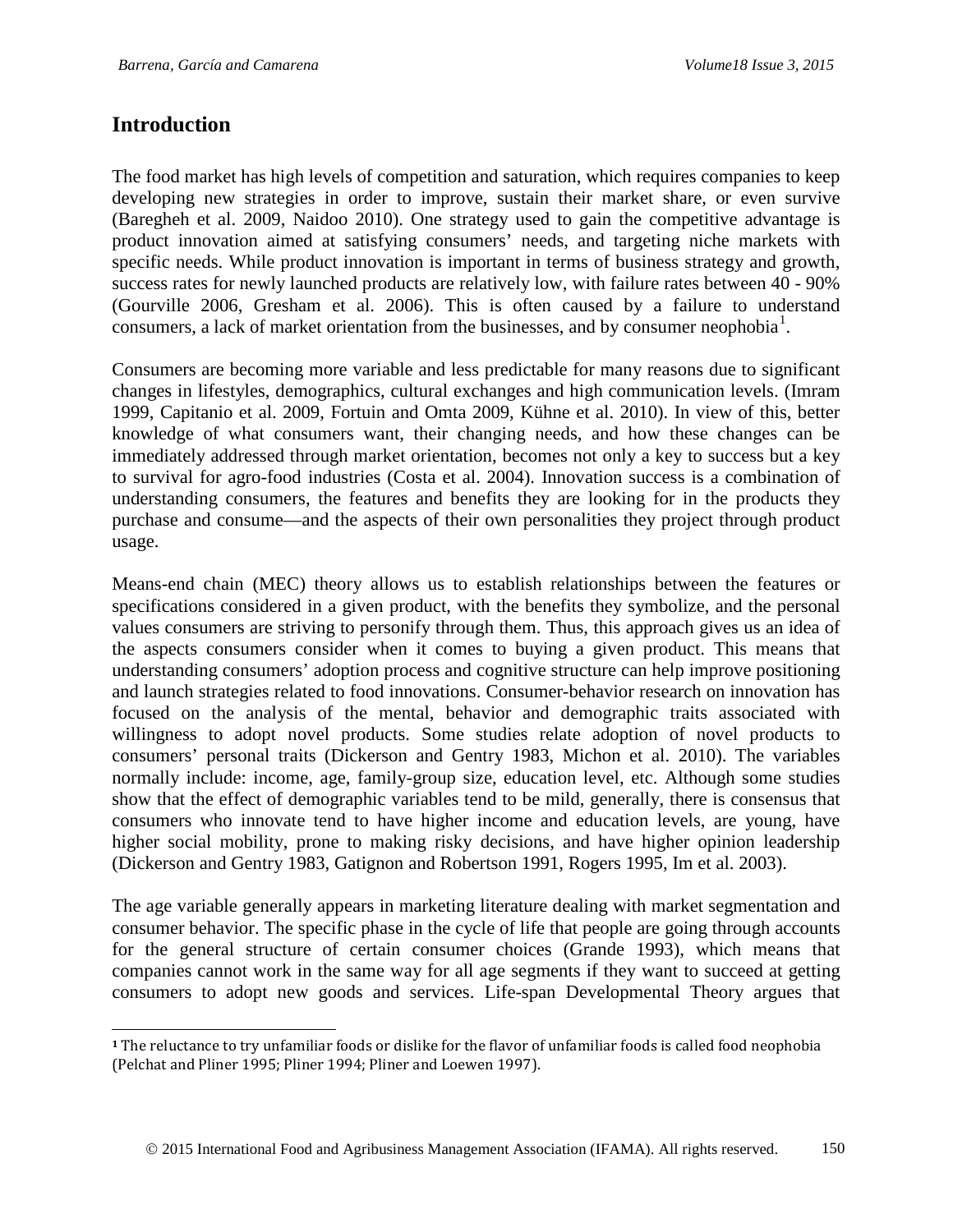## Introduction

The food market has high levels of competition and saturation, which requires companies to keep developing new strategies in order to improve, sustain their market share, or even survive (Baregheh et al. 2009, Naidoo 2010). One strategy used to gain the competitive advantage is product innovation aimed at satisfying consumers' needs, and targeting niche markets with specific needs. While product innovation is important in terms of business strategy and growth, success rates for newly launched products are relatively low, with failure rates between 40 - 90% (Gourville 2006, Gresham et al. 2006). This is often caused by a failure to understand consumers, a lack of market orientation from the businesses, and by consumer neophobia[1].

Consumers are becoming more variable and less predictable for many reasons due to significant changes in lifestyles, demographics, cultural exchanges and high communication levels. (Imram 1999, Capitanio et al. 2009, Fortuin and Omta 2009, Kühne et al. 2010). In view of this, better knowledge of what consumers want, their changing needs, and how these changes can be immediately addressed through market orientation, becomes not only a key to success but a key to survival for agro-food industries (Costa et al. 2004). Innovation success is a combination of understanding consumers, the features and benefits they are looking for in the products they purchase and consume—and the aspects of their own personalities they project through product usage.

Means-end chain (MEC) theory allows us to establish relationships between the features or specifications considered in a given product, with the benefits they symbolize, and the personal values consumers are striving to personify through them. Thus, this approach gives us an idea of the aspects consumers consider when it comes to buying a given product. This means that understanding consumers' adoption process and cognitive structure can help improve positioning and launch strategies related to food innovations. Consumer-behavior research on innovation has focused on the analysis of the mental, behavior and demographic traits associated with willingness to adopt novel products. Some studies relate adoption of novel products to consumers' personal traits (Dickerson and Gentry 1983, Michon et al. 2010). The variables normally include: income, age, family-group size, education level, etc. Although some studies show that the effect of demographic variables tend to be mild, generally, there is consensus that consumers who innovate tend to have higher income and education levels, are young, have higher social mobility, prone to making risky decisions, and have higher opinion leadership (Dickerson and Gentry 1983, Gatignon and Robertson 1991, Rogers 1995, Im et al. 2003).

The age variable generally appears in marketing literature dealing with market segmentation and consumer behavior. The specific phase in the cycle of life that people are going through accounts for the general structure of certain consumer choices (Grande 1993), which means that companies cannot work in the same way for all age segments if they want to succeed at getting consumers to adopt new goods and services. Life-span Developmental Theory argues that

[1] The reluctance to try unfamiliar foods or dislike for the flavor of unfamiliar foods is called food neophobia (Pelchat and Pliner 1995; Pliner 1994; Pliner and Loewen 1997).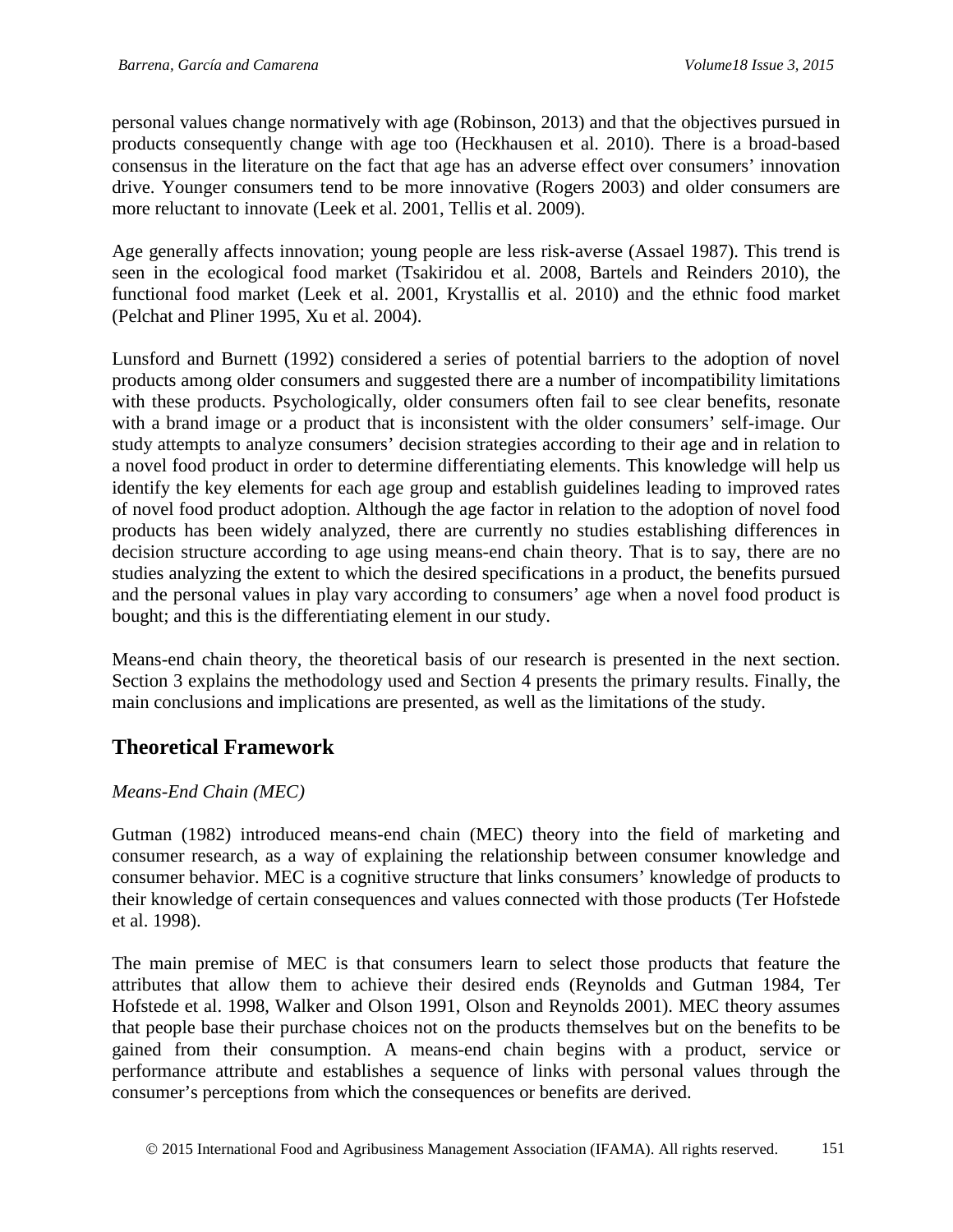personal values change normatively with age (Robinson, 2013) and that the objectives pursued in products consequently change with age too (Heckhausen et al. 2010). There is a broad-based consensus in the literature on the fact that age has an adverse effect over consumers' innovation drive. Younger consumers tend to be more innovative (Rogers 2003) and older consumers are more reluctant to innovate (Leek et al. 2001, Tellis et al. 2009).

Age generally affects innovation; young people are less risk-averse (Assael 1987). This trend is seen in the ecological food market (Tsakiridou et al. 2008, Bartels and Reinders 2010), the functional food market (Leek et al. 2001, Krystallis et al. 2010) and the ethnic food market (Pelchat and Pliner 1995, Xu et al. 2004).

Lunsford and Burnett (1992) considered a series of potential barriers to the adoption of novel products among older consumers and suggested there are a number of incompatibility limitations with these products. Psychologically, older consumers often fail to see clear benefits, resonate with a brand image or a product that is inconsistent with the older consumers' self-image. Our study attempts to analyze consumers' decision strategies according to their age and in relation to a novel food product in order to determine differentiating elements. This knowledge will help us identify the key elements for each age group and establish guidelines leading to improved rates of novel food product adoption. Although the age factor in relation to the adoption of novel food products has been widely analyzed, there are currently no studies establishing differences in decision structure according to age using means-end chain theory. That is to say, there are no studies analyzing the extent to which the desired specifications in a product, the benefits pursued and the personal values in play vary according to consumers' age when a novel food product is bought; and this is the differentiating element in our study.

Means-end chain theory, the theoretical basis of our research is presented in the next section. Section 3 explains the methodology used and Section 4 presents the primary results. Finally, the main conclusions and implications are presented, as well as the limitations of the study.

## Theoretical Framework

*Means-End Chain (MEC)*

Gutman (1982) introduced means-end chain (MEC) theory into the field of marketing and consumer research, as a way of explaining the relationship between consumer knowledge and consumer behavior. MEC is a cognitive structure that links consumers' knowledge of products to their knowledge of certain consequences and values connected with those products (Ter Hofstede et al. 1998).

The main premise of MEC is that consumers learn to select those products that feature the attributes that allow them to achieve their desired ends (Reynolds and Gutman 1984, Ter Hofstede et al. 1998, Walker and Olson 1991, Olson and Reynolds 2001). MEC theory assumes that people base their purchase choices not on the products themselves but on the benefits to be gained from their consumption. A means-end chain begins with a product, service or performance attribute and establishes a sequence of links with personal values through the consumer's perceptions from which the consequences or benefits are derived.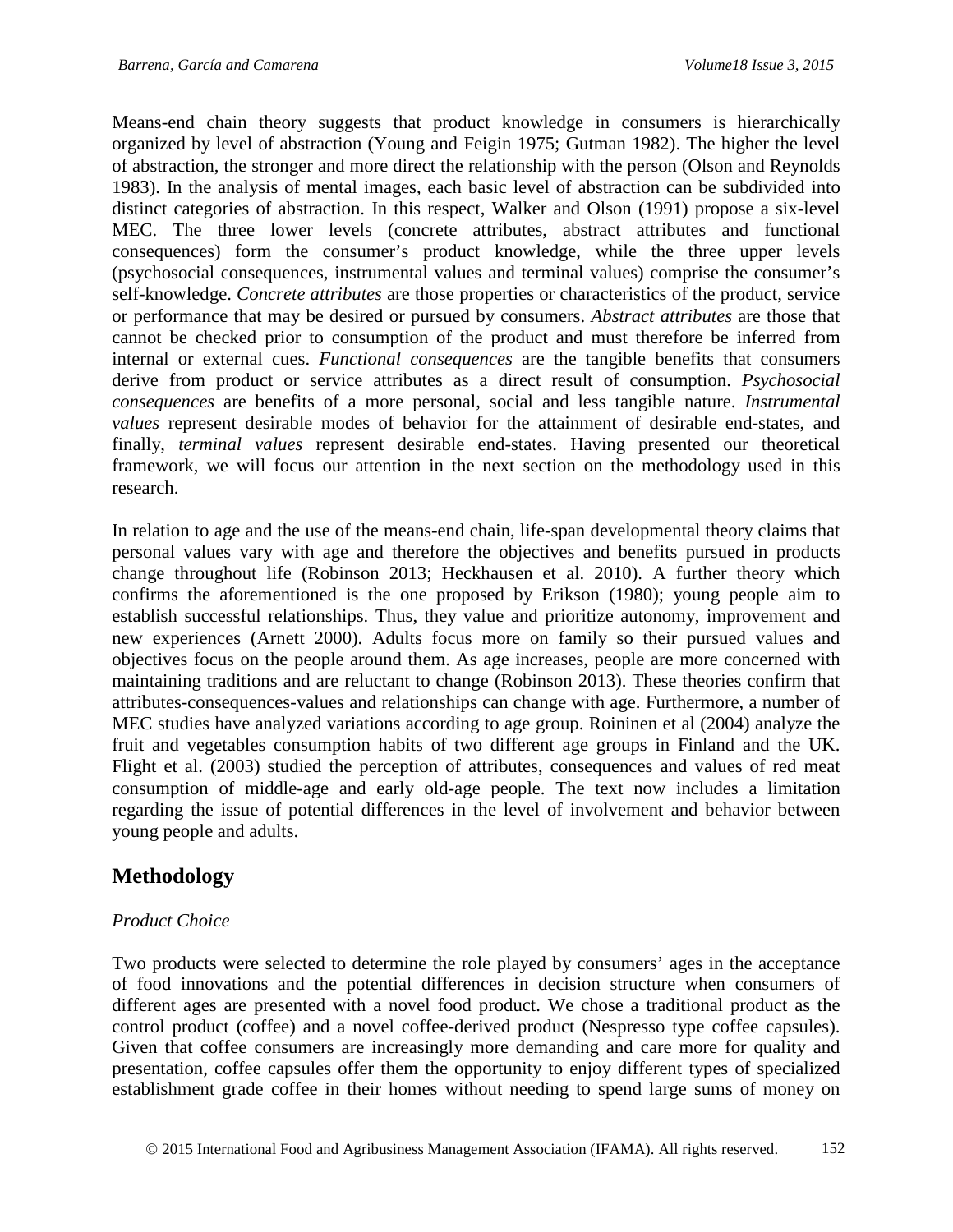Means-end chain theory suggests that product knowledge in consumers is hierarchically organized by level of abstraction (Young and Feigin 1975; Gutman 1982). The higher the level of abstraction, the stronger and more direct the relationship with the person (Olson and Reynolds 1983). In the analysis of mental images, each basic level of abstraction can be subdivided into distinct categories of abstraction. In this respect, Walker and Olson (1991) propose a six-level MEC. The three lower levels (concrete attributes, abstract attributes and functional consequences) form the consumer's product knowledge, while the three upper levels (psychosocial consequences, instrumental values and terminal values) comprise the consumer's self-knowledge. *Concrete attributes* are those properties or characteristics of the product, service or performance that may be desired or pursued by consumers. *Abstract attributes* are those that cannot be checked prior to consumption of the product and must therefore be inferred from internal or external cues. *Functional consequences* are the tangible benefits that consumers derive from product or service attributes as a direct result of consumption. *Psychosocial consequences* are benefits of a more personal, social and less tangible nature. *Instrumental values* represent desirable modes of behavior for the attainment of desirable end-states, and finally, *terminal values* represent desirable end-states. Having presented our theoretical framework, we will focus our attention in the next section on the methodology used in this research.

In relation to age and the use of the means-end chain, life-span developmental theory claims that personal values vary with age and therefore the objectives and benefits pursued in products change throughout life (Robinson 2013; Heckhausen et al. 2010). A further theory which confirms the aforementioned is the one proposed by Erikson (1980); young people aim to establish successful relationships. Thus, they value and prioritize autonomy, improvement and new experiences (Arnett 2000). Adults focus more on family so their pursued values and objectives focus on the people around them. As age increases, people are more concerned with maintaining traditions and are reluctant to change (Robinson 2013). These theories confirm that attributes-consequences-values and relationships can change with age. Furthermore, a number of MEC studies have analyzed variations according to age group. Roininen et al (2004) analyze the fruit and vegetables consumption habits of two different age groups in Finland and the UK. Flight et al. (2003) studied the perception of attributes, consequences and values of red meat consumption of middle-age and early old-age people. The text now includes a limitation regarding the issue of potential differences in the level of involvement and behavior between young people and adults.

## Methodology

### *Product Choice*

Two products were selected to determine the role played by consumers' ages in the acceptance of food innovations and the potential differences in decision structure when consumers of different ages are presented with a novel food product. We chose a traditional product as the control product (coffee) and a novel coffee-derived product (Nespresso type coffee capsules). Given that coffee consumers are increasingly more demanding and care more for quality and presentation, coffee capsules offer them the opportunity to enjoy different types of specialized establishment grade coffee in their homes without needing to spend large sums of money on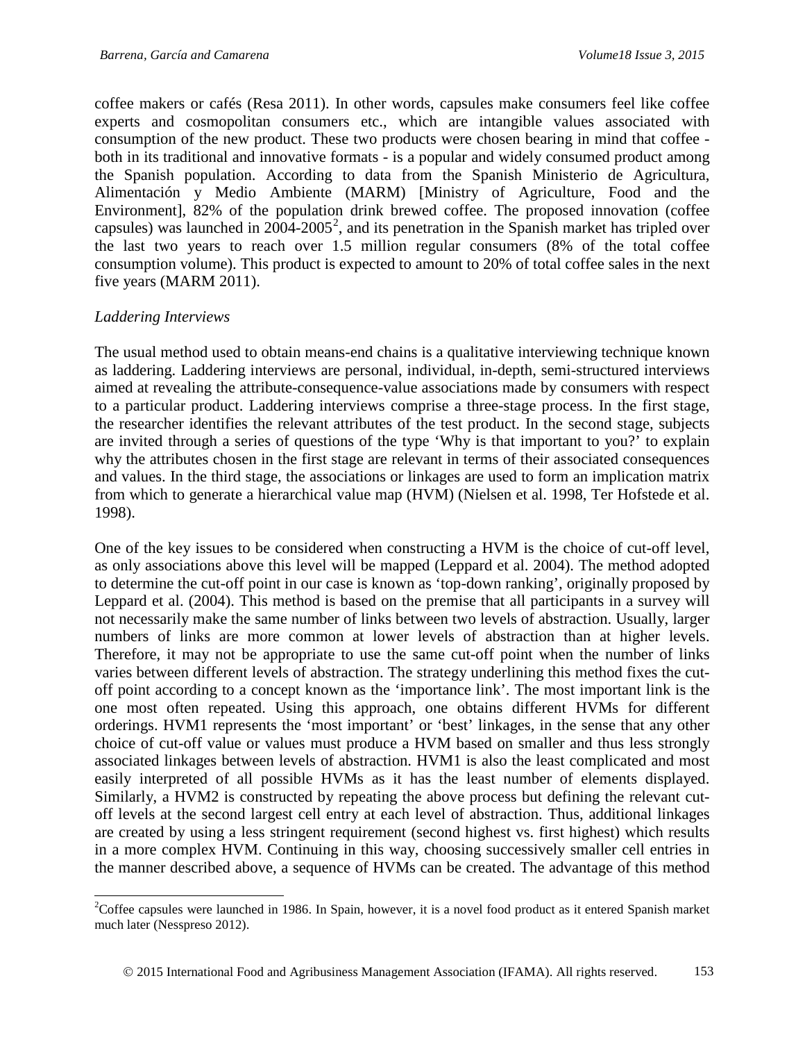coffee makers or cafés (Resa 2011). In other words, capsules make consumers feel like coffee experts and cosmopolitan consumers etc., which are intangible values associated with consumption of the new product. These two products were chosen bearing in mind that coffee - both in its traditional and innovative formats - is a popular and widely consumed product among the Spanish population. According to data from the Spanish Ministerio de Agricultura, Alimentación y Medio Ambiente (MARM) [Ministry of Agriculture, Food and the Environment], 82% of the population drink brewed coffee. The proposed innovation (coffee capsules) was launched in 2004-2005[2], and its penetration in the Spanish market has tripled over the last two years to reach over 1.5 million regular consumers (8% of the total coffee consumption volume). This product is expected to amount to 20% of total coffee sales in the next five years (MARM 2011).

*Laddering Interviews*

The usual method used to obtain means-end chains is a qualitative interviewing technique known as laddering. Laddering interviews are personal, individual, in-depth, semi-structured interviews aimed at revealing the attribute-consequence-value associations made by consumers with respect to a particular product. Laddering interviews comprise a three-stage process. In the first stage, the researcher identifies the relevant attributes of the test product. In the second stage, subjects are invited through a series of questions of the type 'Why is that important to you?' to explain why the attributes chosen in the first stage are relevant in terms of their associated consequences and values. In the third stage, the associations or linkages are used to form an implication matrix from which to generate a hierarchical value map (HVM) (Nielsen et al. 1998, Ter Hofstede et al. 1998).

One of the key issues to be considered when constructing a HVM is the choice of cut-off level, as only associations above this level will be mapped (Leppard et al. 2004). The method adopted to determine the cut-off point in our case is known as 'top-down ranking', originally proposed by Leppard et al. (2004). This method is based on the premise that all participants in a survey will not necessarily make the same number of links between two levels of abstraction. Usually, larger numbers of links are more common at lower levels of abstraction than at higher levels. Therefore, it may not be appropriate to use the same cut-off point when the number of links varies between different levels of abstraction. The strategy underlining this method fixes the cut-off point according to a concept known as the 'importance link'. The most important link is the one most often repeated. Using this approach, one obtains different HVMs for different orderings. HVM1 represents the 'most important' or 'best' linkages, in the sense that any other choice of cut-off value or values must produce a HVM based on smaller and thus less strongly associated linkages between levels of abstraction. HVM1 is also the least complicated and most easily interpreted of all possible HVMs as it has the least number of elements displayed. Similarly, a HVM2 is constructed by repeating the above process but defining the relevant cut-off levels at the second largest cell entry at each level of abstraction. Thus, additional linkages are created by using a less stringent requirement (second highest vs. first highest) which results in a more complex HVM. Continuing in this way, choosing successively smaller cell entries in the manner described above, a sequence of HVMs can be created. The advantage of this method

[2]Coffee capsules were launched in 1986. In Spain, however, it is a novel food product as it entered Spanish market much later (Nesspreso 2012).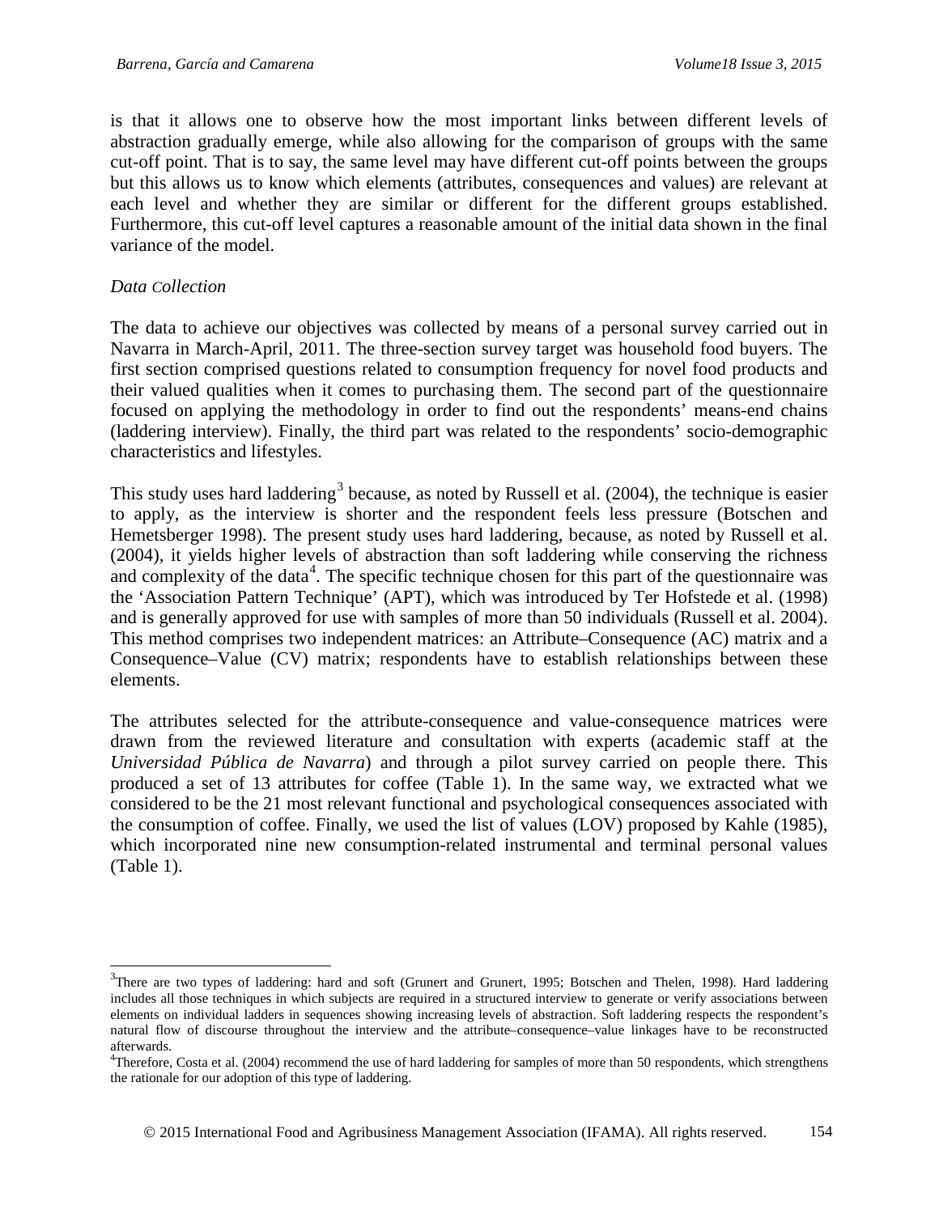is that it allows one to observe how the most important links between different levels of abstraction gradually emerge, while also allowing for the comparison of groups with the same cut-off point. That is to say, the same level may have different cut-off points between the groups but this allows us to know which elements (attributes, consequences and values) are relevant at each level and whether they are similar or different for the different groups established. Furthermore, this cut-off level captures a reasonable amount of the initial data shown in the final variance of the model.

*Data Collection*

The data to achieve our objectives was collected by means of a personal survey carried out in Navarra in March-April, 2011. The three-section survey target was household food buyers. The first section comprised questions related to consumption frequency for novel food products and their valued qualities when it comes to purchasing them. The second part of the questionnaire focused on applying the methodology in order to find out the respondents' means-end chains (laddering interview). Finally, the third part was related to the respondents' socio-demographic characteristics and lifestyles.

This study uses hard laddering[3] because, as noted by Russell et al. (2004), the technique is easier to apply, as the interview is shorter and the respondent feels less pressure (Botschen and Hemetsberger 1998). The present study uses hard laddering, because, as noted by Russell et al. (2004), it yields higher levels of abstraction than soft laddering while conserving the richness and complexity of the data[4]. The specific technique chosen for this part of the questionnaire was the 'Association Pattern Technique' (APT), which was introduced by Ter Hofstede et al. (1998) and is generally approved for use with samples of more than 50 individuals (Russell et al. 2004). This method comprises two independent matrices: an Attribute–Consequence (AC) matrix and a Consequence–Value (CV) matrix; respondents have to establish relationships between these elements.

The attributes selected for the attribute-consequence and value-consequence matrices were drawn from the reviewed literature and consultation with experts (academic staff at the *Universidad Pública de Navarra*) and through a pilot survey carried on people there. This produced a set of 13 attributes for coffee (Table 1). In the same way, we extracted what we considered to be the 21 most relevant functional and psychological consequences associated with the consumption of coffee. Finally, we used the list of values (LOV) proposed by Kahle (1985), which incorporated nine new consumption-related instrumental and terminal personal values (Table 1).

---

[3]There are two types of laddering: hard and soft (Grunert and Grunert, 1995; Botschen and Thelen, 1998). Hard laddering includes all those techniques in which subjects are required in a structured interview to generate or verify associations between elements on individual ladders in sequences showing increasing levels of abstraction. Soft laddering respects the respondent's natural flow of discourse throughout the interview and the attribute–consequence–value linkages have to be reconstructed afterwards.

[4]Therefore, Costa et al. (2004) recommend the use of hard laddering for samples of more than 50 respondents, which strengthens the rationale for our adoption of this type of laddering.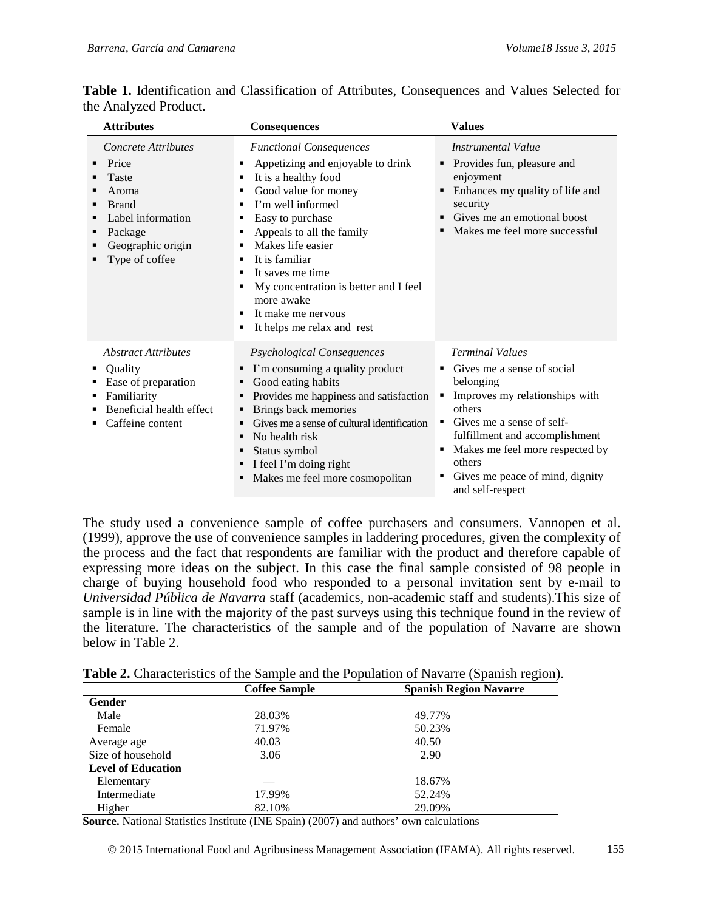**Table 1.** Identification and Classification of Attributes, Consequences and Values Selected for the Analyzed Product.

| Attributes | Consequences | Values |
|---|---|---|
| *Concrete Attributes*<br>▪ Price<br>▪ Taste<br>▪ Aroma<br>▪ Brand<br>▪ Label information<br>▪ Package<br>▪ Geographic origin<br>▪ Type of coffee | *Functional Consequences*<br>▪ Appetizing and enjoyable to drink<br>▪ It is a healthy food<br>▪ Good value for money<br>▪ I'm well informed<br>▪ Easy to purchase<br>▪ Appeals to all the family<br>▪ Makes life easier<br>▪ It is familiar<br>▪ It saves me time<br>▪ My concentration is better and I feel more awake<br>▪ It make me nervous<br>▪ It helps me relax and rest | *Instrumental Value*<br>▪ Provides fun, pleasure and enjoyment<br>▪ Enhances my quality of life and security<br>▪ Gives me an emotional boost<br>▪ Makes me feel more successful |
| *Abstract Attributes*<br>▪ Quality<br>▪ Ease of preparation<br>▪ Familiarity<br>▪ Beneficial health effect<br>▪ Caffeine content | *Psychological Consequences*<br>▪ I'm consuming a quality product<br>▪ Good eating habits<br>▪ Provides me happiness and satisfaction<br>▪ Brings back memories<br>▪ Gives me a sense of cultural identification<br>▪ No health risk<br>▪ Status symbol<br>▪ I feel I'm doing right<br>▪ Makes me feel more cosmopolitan | *Terminal Values*<br>▪ Gives me a sense of social belonging<br>▪ Improves my relationships with others<br>▪ Gives me a sense of self-fulfillment and accomplishment<br>▪ Makes me feel more respected by others<br>▪ Gives me peace of mind, dignity and self-respect |

The study used a convenience sample of coffee purchasers and consumers. Vannopen et al. (1999), approve the use of convenience samples in laddering procedures, given the complexity of the process and the fact that respondents are familiar with the product and therefore capable of expressing more ideas on the subject. In this case the final sample consisted of 98 people in charge of buying household food who responded to a personal invitation sent by e-mail to *Universidad Pública de Navarra* staff (academics, non-academic staff and students).This size of sample is in line with the majority of the past surveys using this technique found in the review of the literature. The characteristics of the sample and of the population of Navarre are shown below in Table 2.

**Table 2.** Characteristics of the Sample and the Population of Navarre (Spanish region).

| | Coffee Sample | Spanish Region Navarre |
|---|---|---|
| **Gender** | | |
| Male | 28.03% | 49.77% |
| Female | 71.97% | 50.23% |
| Average age | 40.03 | 40.50 |
| Size of household | 3.06 | 2.90 |
| **Level of Education** | | |
| Elementary | — | 18.67% |
| Intermediate | 17.99% | 52.24% |
| Higher | 82.10% | 29.09% |

**Source.** National Statistics Institute (INE Spain) (2007) and authors' own calculations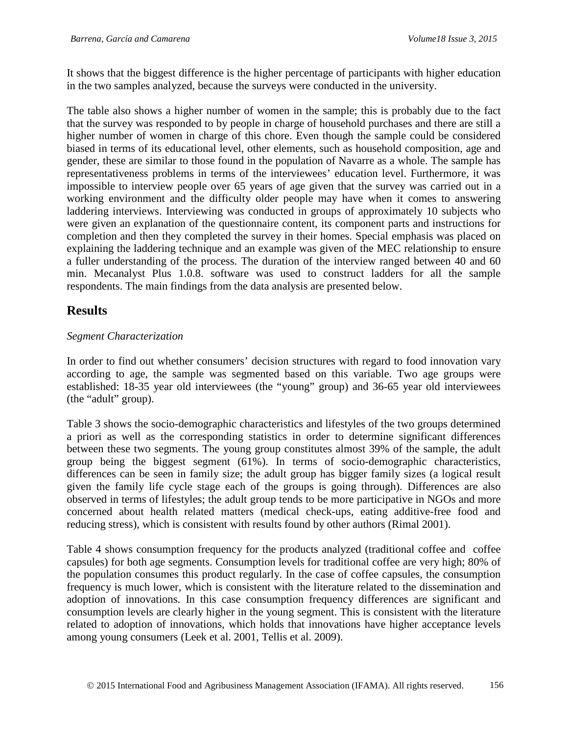It shows that the biggest difference is the higher percentage of participants with higher education in the two samples analyzed, because the surveys were conducted in the university.

The table also shows a higher number of women in the sample; this is probably due to the fact that the survey was responded to by people in charge of household purchases and there are still a higher number of women in charge of this chore. Even though the sample could be considered biased in terms of its educational level, other elements, such as household composition, age and gender, these are similar to those found in the population of Navarre as a whole. The sample has representativeness problems in terms of the interviewees' education level. Furthermore, it was impossible to interview people over 65 years of age given that the survey was carried out in a working environment and the difficulty older people may have when it comes to answering laddering interviews. Interviewing was conducted in groups of approximately 10 subjects who were given an explanation of the questionnaire content, its component parts and instructions for completion and then they completed the survey in their homes. Special emphasis was placed on explaining the laddering technique and an example was given of the MEC relationship to ensure a fuller understanding of the process. The duration of the interview ranged between 40 and 60 min. Mecanalyst Plus 1.0.8. software was used to construct ladders for all the sample respondents. The main findings from the data analysis are presented below.

## Results

*Segment Characterization*

In order to find out whether consumers' decision structures with regard to food innovation vary according to age, the sample was segmented based on this variable. Two age groups were established: 18-35 year old interviewees (the "young" group) and 36-65 year old interviewees (the "adult" group).

Table 3 shows the socio-demographic characteristics and lifestyles of the two groups determined a priori as well as the corresponding statistics in order to determine significant differences between these two segments. The young group constitutes almost 39% of the sample, the adult group being the biggest segment (61%). In terms of socio-demographic characteristics, differences can be seen in family size; the adult group has bigger family sizes (a logical result given the family life cycle stage each of the groups is going through). Differences are also observed in terms of lifestyles; the adult group tends to be more participative in NGOs and more concerned about health related matters (medical check-ups, eating additive-free food and reducing stress), which is consistent with results found by other authors (Rimal 2001).

Table 4 shows consumption frequency for the products analyzed (traditional coffee and coffee capsules) for both age segments. Consumption levels for traditional coffee are very high; 80% of the population consumes this product regularly. In the case of coffee capsules, the consumption frequency is much lower, which is consistent with the literature related to the dissemination and adoption of innovations. In this case consumption frequency differences are significant and consumption levels are clearly higher in the young segment. This is consistent with the literature related to adoption of innovations, which holds that innovations have higher acceptance levels among young consumers (Leek et al. 2001, Tellis et al. 2009).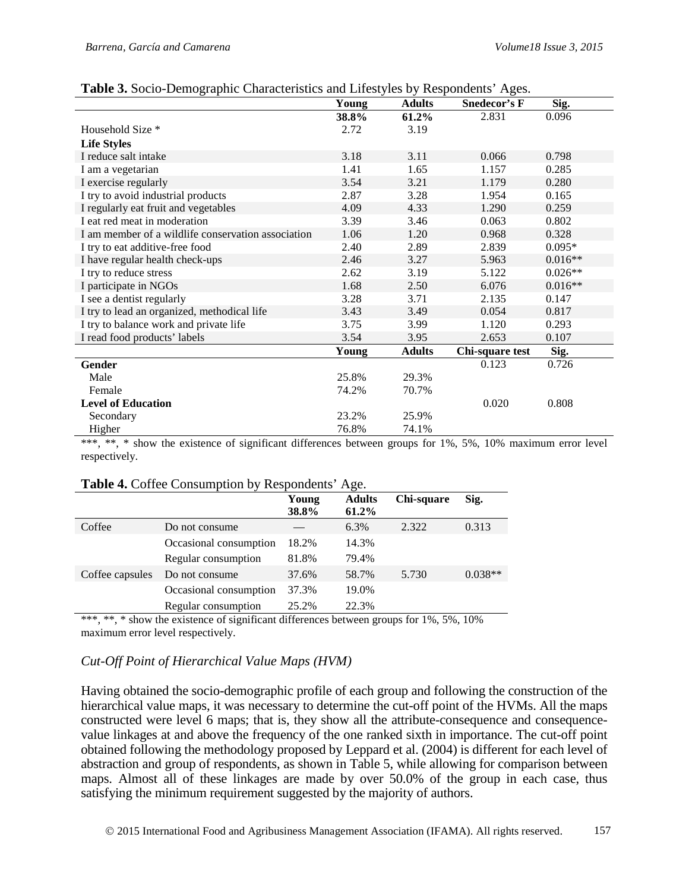**Table 3.** Socio-Demographic Characteristics and Lifestyles by Respondents' Ages.

| | Young | Adults | Snedecor's F | Sig. |
|---|---|---|---|---|
| | **38.8%** | **61.2%** | 2.831 | 0.096 |
| Household Size * | 2.72 | 3.19 | | |
| **Life Styles** | | | | |
| I reduce salt intake | 3.18 | 3.11 | 0.066 | 0.798 |
| I am a vegetarian | 1.41 | 1.65 | 1.157 | 0.285 |
| I exercise regularly | 3.54 | 3.21 | 1.179 | 0.280 |
| I try to avoid industrial products | 2.87 | 3.28 | 1.954 | 0.165 |
| I regularly eat fruit and vegetables | 4.09 | 4.33 | 1.290 | 0.259 |
| I eat red meat in moderation | 3.39 | 3.46 | 0.063 | 0.802 |
| I am member of a wildlife conservation association | 1.06 | 1.20 | 0.968 | 0.328 |
| I try to eat additive-free food | 2.40 | 2.89 | 2.839 | 0.095* |
| I have regular health check-ups | 2.46 | 3.27 | 5.963 | 0.016** |
| I try to reduce stress | 2.62 | 3.19 | 5.122 | 0.026** |
| I participate in NGOs | 1.68 | 2.50 | 6.076 | 0.016** |
| I see a dentist regularly | 3.28 | 3.71 | 2.135 | 0.147 |
| I try to lead an organized, methodical life | 3.43 | 3.49 | 0.054 | 0.817 |
| I try to balance work and private life | 3.75 | 3.99 | 1.120 | 0.293 |
| I read food products' labels | 3.54 | 3.95 | 2.653 | 0.107 |
| | **Young** | **Adults** | **Chi-square test** | **Sig.** |
| **Gender** | | | 0.123 | 0.726 |
| Male | 25.8% | 29.3% | | |
| Female | 74.2% | 70.7% | | |
| **Level of Education** | | | 0.020 | 0.808 |
| Secondary | 23.2% | 25.9% | | |
| Higher | 76.8% | 74.1% | | |

***, **, * show the existence of significant differences between groups for 1%, 5%, 10% maximum error level respectively.

**Table 4.** Coffee Consumption by Respondents' Age.

| | | Young 38.8% | Adults 61.2% | Chi-square | Sig. |
|---|---|---|---|---|---|
| Coffee | Do not consume | — | 6.3% | 2.322 | 0.313 |
| | Occasional consumption | 18.2% | 14.3% | | |
| | Regular consumption | 81.8% | 79.4% | | |
| Coffee capsules | Do not consume | 37.6% | 58.7% | 5.730 | 0.038** |
| | Occasional consumption | 37.3% | 19.0% | | |
| | Regular consumption | 25.2% | 22.3% | | |

***, **, * show the existence of significant differences between groups for 1%, 5%, 10% maximum error level respectively.

### *Cut-Off Point of Hierarchical Value Maps (HVM)*

Having obtained the socio-demographic profile of each group and following the construction of the hierarchical value maps, it was necessary to determine the cut-off point of the HVMs. All the maps constructed were level 6 maps; that is, they show all the attribute-consequence and consequence-value linkages at and above the frequency of the one ranked sixth in importance. The cut-off point obtained following the methodology proposed by Leppard et al. (2004) is different for each level of abstraction and group of respondents, as shown in Table 5, while allowing for comparison between maps. Almost all of these linkages are made by over 50.0% of the group in each case, thus satisfying the minimum requirement suggested by the majority of authors.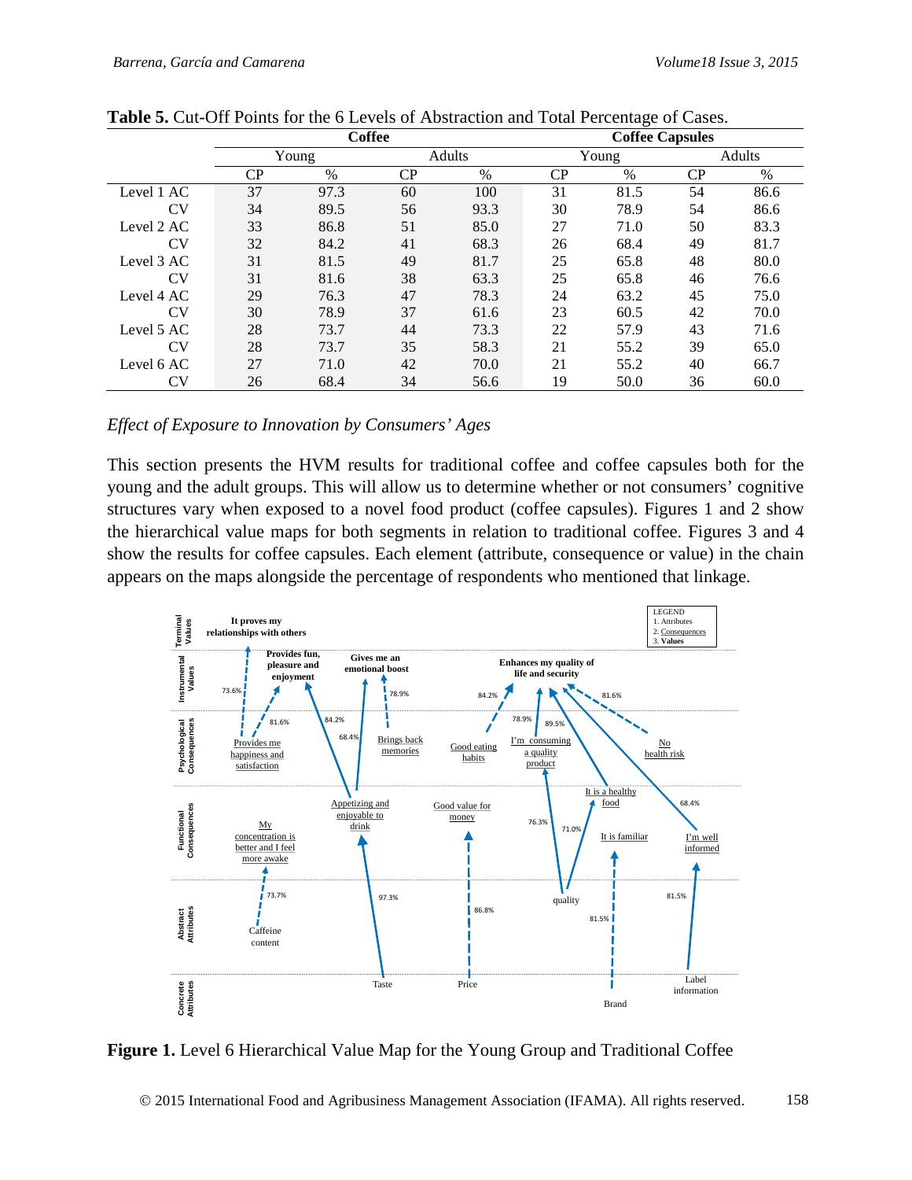**Table 5.** Cut-Off Points for the 6 Levels of Abstraction and Total Percentage of Cases.

| | Coffee | | | | Coffee Capsules | | | |
|---|---|---|---|---|---|---|---|---|
| | Young | | Adults | | Young | | Adults | |
| | CP | % | CP | % | CP | % | CP | % |
| Level 1 AC | 37 | 97.3 | 60 | 100 | 31 | 81.5 | 54 | 86.6 |
| CV | 34 | 89.5 | 56 | 93.3 | 30 | 78.9 | 54 | 86.6 |
| Level 2 AC | 33 | 86.8 | 51 | 85.0 | 27 | 71.0 | 50 | 83.3 |
| CV | 32 | 84.2 | 41 | 68.3 | 26 | 68.4 | 49 | 81.7 |
| Level 3 AC | 31 | 81.5 | 49 | 81.7 | 25 | 65.8 | 48 | 80.0 |
| CV | 31 | 81.6 | 38 | 63.3 | 25 | 65.8 | 46 | 76.6 |
| Level 4 AC | 29 | 76.3 | 47 | 78.3 | 24 | 63.2 | 45 | 75.0 |
| CV | 30 | 78.9 | 37 | 61.6 | 23 | 60.5 | 42 | 70.0 |
| Level 5 AC | 28 | 73.7 | 44 | 73.3 | 22 | 57.9 | 43 | 71.6 |
| CV | 28 | 73.7 | 35 | 58.3 | 21 | 55.2 | 39 | 65.0 |
| Level 6 AC | 27 | 71.0 | 42 | 70.0 | 21 | 55.2 | 40 | 66.7 |
| CV | 26 | 68.4 | 34 | 56.6 | 19 | 50.0 | 36 | 60.0 |

*Effect of Exposure to Innovation by Consumers' Ages*

This section presents the HVM results for traditional coffee and coffee capsules both for the young and the adult groups. This will allow us to determine whether or not consumers' cognitive structures vary when exposed to a novel food product (coffee capsules). Figures 1 and 2 show the hierarchical value maps for both segments in relation to traditional coffee. Figures 3 and 4 show the results for coffee capsules. Each element (attribute, consequence or value) in the chain appears on the maps alongside the percentage of respondents who mentioned that linkage.

**Figure 1.** Level 6 Hierarchical Value Map for the Young Group and Traditional Coffee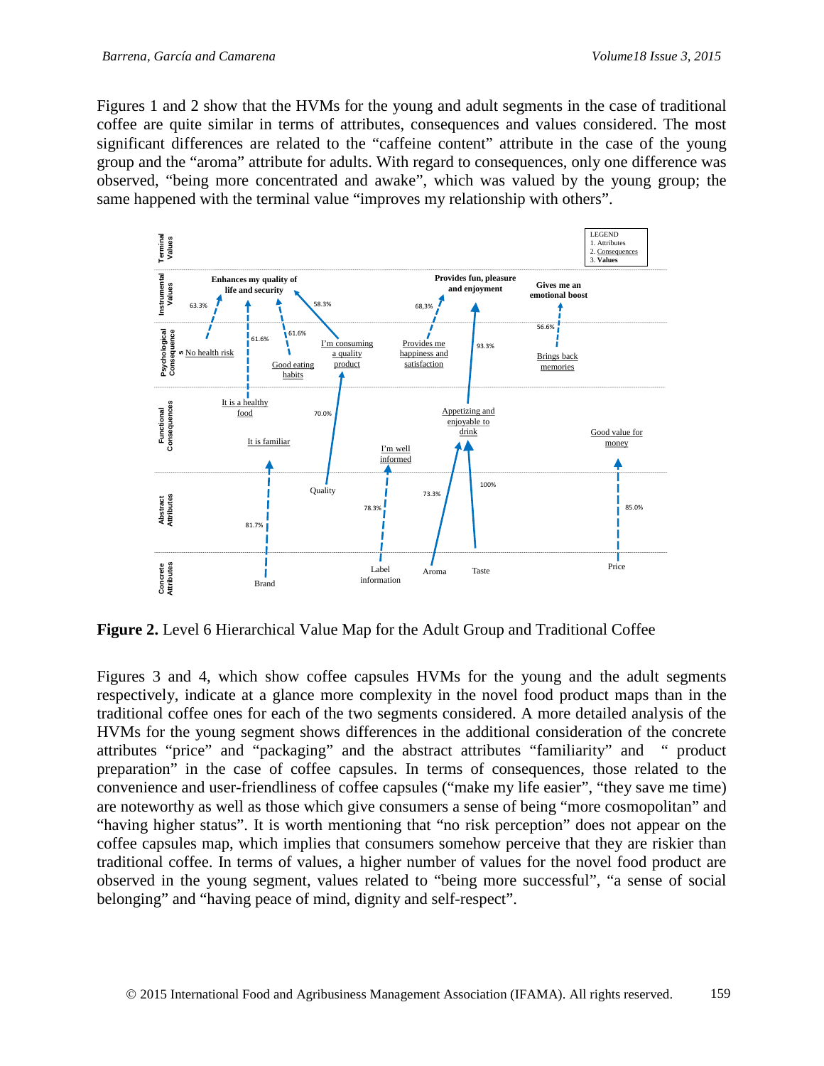Figures 1 and 2 show that the HVMs for the young and adult segments in the case of traditional coffee are quite similar in terms of attributes, consequences and values considered. The most significant differences are related to the "caffeine content" attribute in the case of the young group and the "aroma" attribute for adults. With regard to consequences, only one difference was observed, "being more concentrated and awake", which was valued by the young group; the same happened with the terminal value "improves my relationship with others".

**Figure 2.** Level 6 Hierarchical Value Map for the Adult Group and Traditional Coffee

Figures 3 and 4, which show coffee capsules HVMs for the young and the adult segments respectively, indicate at a glance more complexity in the novel food product maps than in the traditional coffee ones for each of the two segments considered. A more detailed analysis of the HVMs for the young segment shows differences in the additional consideration of the concrete attributes "price" and "packaging" and the abstract attributes "familiarity" and " product preparation" in the case of coffee capsules. In terms of consequences, those related to the convenience and user-friendliness of coffee capsules ("make my life easier", "they save me time) are noteworthy as well as those which give consumers a sense of being "more cosmopolitan" and "having higher status". It is worth mentioning that "no risk perception" does not appear on the coffee capsules map, which implies that consumers somehow perceive that they are riskier than traditional coffee. In terms of values, a higher number of values for the novel food product are observed in the young segment, values related to "being more successful", "a sense of social belonging" and "having peace of mind, dignity and self-respect".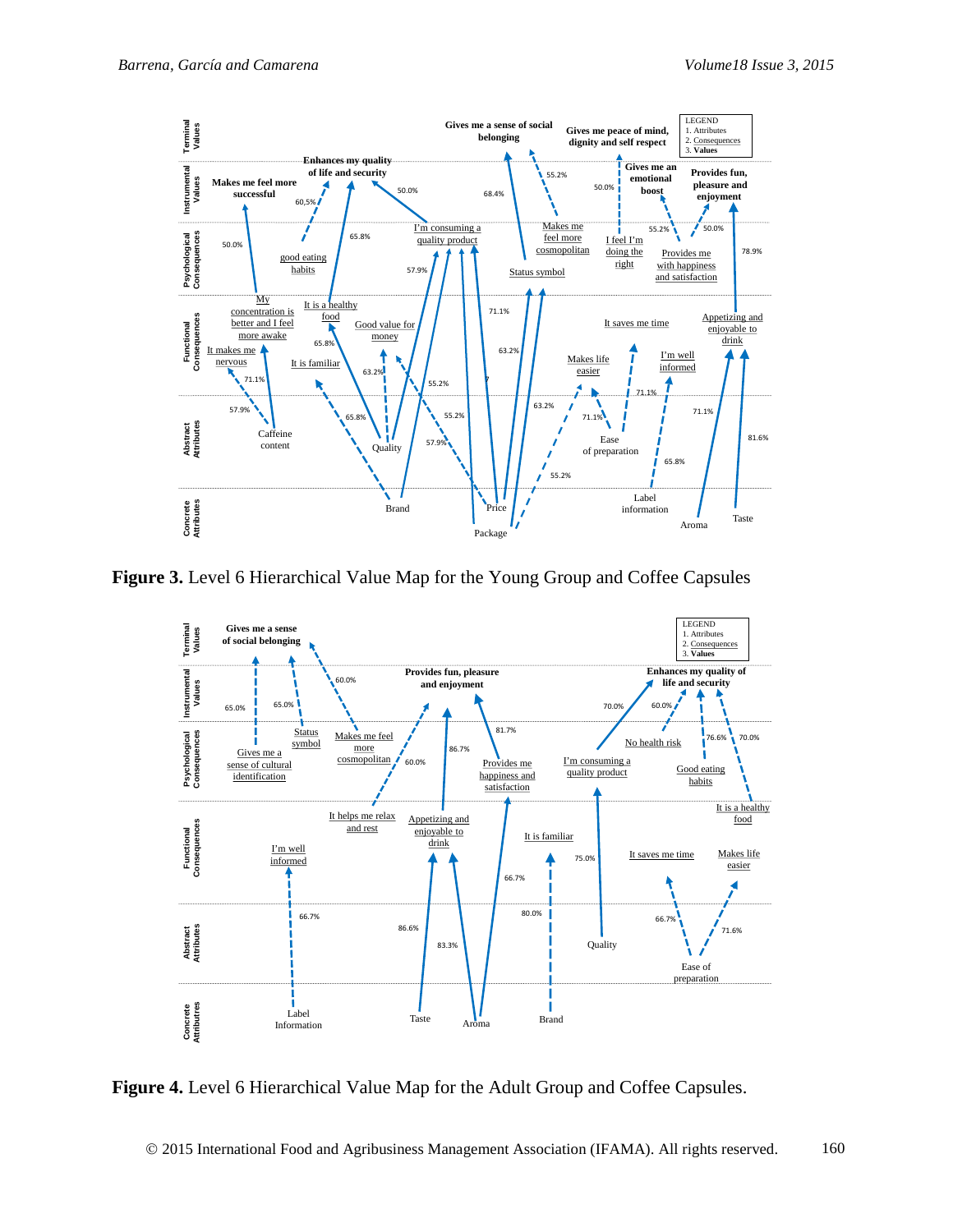**Figure 3.** Level 6 Hierarchical Value Map for the Young Group and Coffee Capsules

**Figure 4.** Level 6 Hierarchical Value Map for the Adult Group and Coffee Capsules.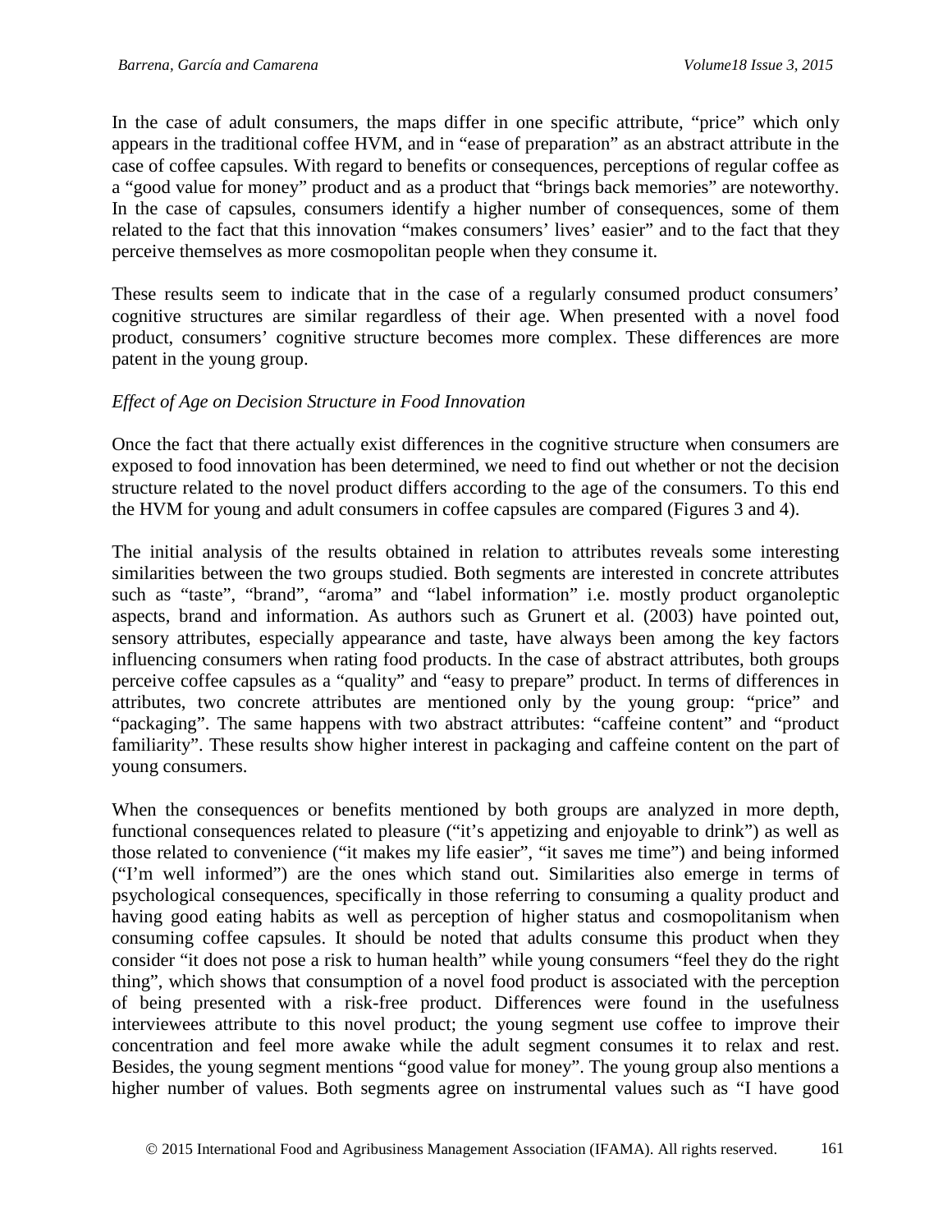In the case of adult consumers, the maps differ in one specific attribute, "price" which only appears in the traditional coffee HVM, and in "ease of preparation" as an abstract attribute in the case of coffee capsules. With regard to benefits or consequences, perceptions of regular coffee as a "good value for money" product and as a product that "brings back memories" are noteworthy. In the case of capsules, consumers identify a higher number of consequences, some of them related to the fact that this innovation "makes consumers' lives' easier" and to the fact that they perceive themselves as more cosmopolitan people when they consume it.

These results seem to indicate that in the case of a regularly consumed product consumers' cognitive structures are similar regardless of their age. When presented with a novel food product, consumers' cognitive structure becomes more complex. These differences are more patent in the young group.

*Effect of Age on Decision Structure in Food Innovation*

Once the fact that there actually exist differences in the cognitive structure when consumers are exposed to food innovation has been determined, we need to find out whether or not the decision structure related to the novel product differs according to the age of the consumers. To this end the HVM for young and adult consumers in coffee capsules are compared (Figures 3 and 4).

The initial analysis of the results obtained in relation to attributes reveals some interesting similarities between the two groups studied. Both segments are interested in concrete attributes such as "taste", "brand", "aroma" and "label information" i.e. mostly product organoleptic aspects, brand and information. As authors such as Grunert et al. (2003) have pointed out, sensory attributes, especially appearance and taste, have always been among the key factors influencing consumers when rating food products. In the case of abstract attributes, both groups perceive coffee capsules as a "quality" and "easy to prepare" product. In terms of differences in attributes, two concrete attributes are mentioned only by the young group: "price" and "packaging". The same happens with two abstract attributes: "caffeine content" and "product familiarity". These results show higher interest in packaging and caffeine content on the part of young consumers.

When the consequences or benefits mentioned by both groups are analyzed in more depth, functional consequences related to pleasure ("it's appetizing and enjoyable to drink") as well as those related to convenience ("it makes my life easier", "it saves me time") and being informed ("I'm well informed") are the ones which stand out. Similarities also emerge in terms of psychological consequences, specifically in those referring to consuming a quality product and having good eating habits as well as perception of higher status and cosmopolitanism when consuming coffee capsules. It should be noted that adults consume this product when they consider "it does not pose a risk to human health" while young consumers "feel they do the right thing", which shows that consumption of a novel food product is associated with the perception of being presented with a risk-free product. Differences were found in the usefulness interviewees attribute to this novel product; the young segment use coffee to improve their concentration and feel more awake while the adult segment consumes it to relax and rest. Besides, the young segment mentions "good value for money". The young group also mentions a higher number of values. Both segments agree on instrumental values such as "I have good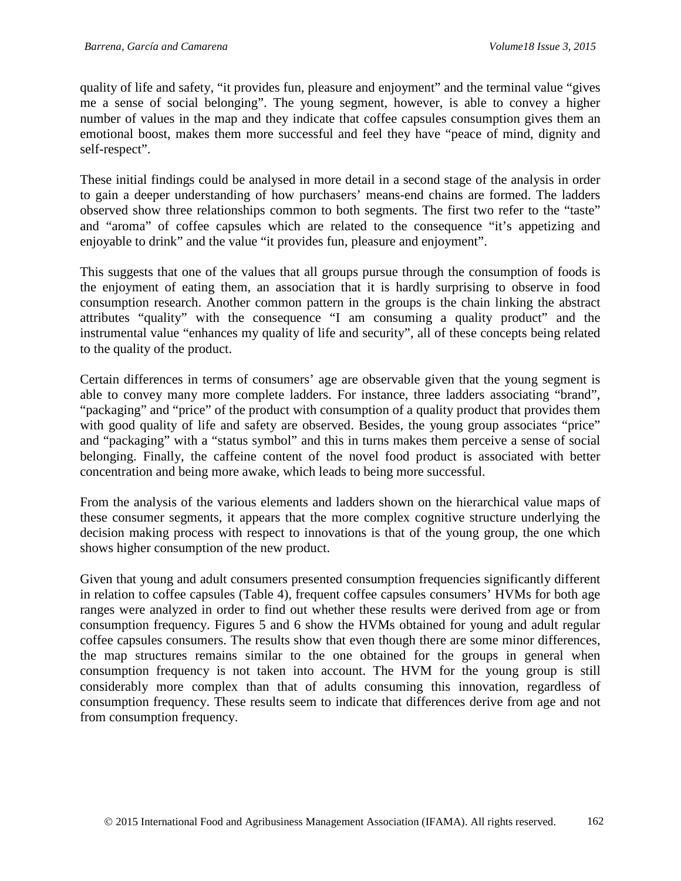quality of life and safety, “it provides fun, pleasure and enjoyment” and the terminal value “gives me a sense of social belonging”. The young segment, however, is able to convey a higher number of values in the map and they indicate that coffee capsules consumption gives them an emotional boost, makes them more successful and feel they have “peace of mind, dignity and self-respect”.

These initial findings could be analysed in more detail in a second stage of the analysis in order to gain a deeper understanding of how purchasers’ means-end chains are formed. The ladders observed show three relationships common to both segments. The first two refer to the “taste” and “aroma” of coffee capsules which are related to the consequence “it’s appetizing and enjoyable to drink” and the value “it provides fun, pleasure and enjoyment”.

This suggests that one of the values that all groups pursue through the consumption of foods is the enjoyment of eating them, an association that it is hardly surprising to observe in food consumption research. Another common pattern in the groups is the chain linking the abstract attributes “quality” with the consequence “I am consuming a quality product” and the instrumental value “enhances my quality of life and security”, all of these concepts being related to the quality of the product.

Certain differences in terms of consumers’ age are observable given that the young segment is able to convey many more complete ladders. For instance, three ladders associating “brand”, “packaging” and “price” of the product with consumption of a quality product that provides them with good quality of life and safety are observed. Besides, the young group associates “price” and “packaging” with a “status symbol” and this in turns makes them perceive a sense of social belonging. Finally, the caffeine content of the novel food product is associated with better concentration and being more awake, which leads to being more successful.

From the analysis of the various elements and ladders shown on the hierarchical value maps of these consumer segments, it appears that the more complex cognitive structure underlying the decision making process with respect to innovations is that of the young group, the one which shows higher consumption of the new product.

Given that young and adult consumers presented consumption frequencies significantly different in relation to coffee capsules (Table 4), frequent coffee capsules consumers’ HVMs for both age ranges were analyzed in order to find out whether these results were derived from age or from consumption frequency. Figures 5 and 6 show the HVMs obtained for young and adult regular coffee capsules consumers. The results show that even though there are some minor differences, the map structures remains similar to the one obtained for the groups in general when consumption frequency is not taken into account. The HVM for the young group is still considerably more complex than that of adults consuming this innovation, regardless of consumption frequency. These results seem to indicate that differences derive from age and not from consumption frequency.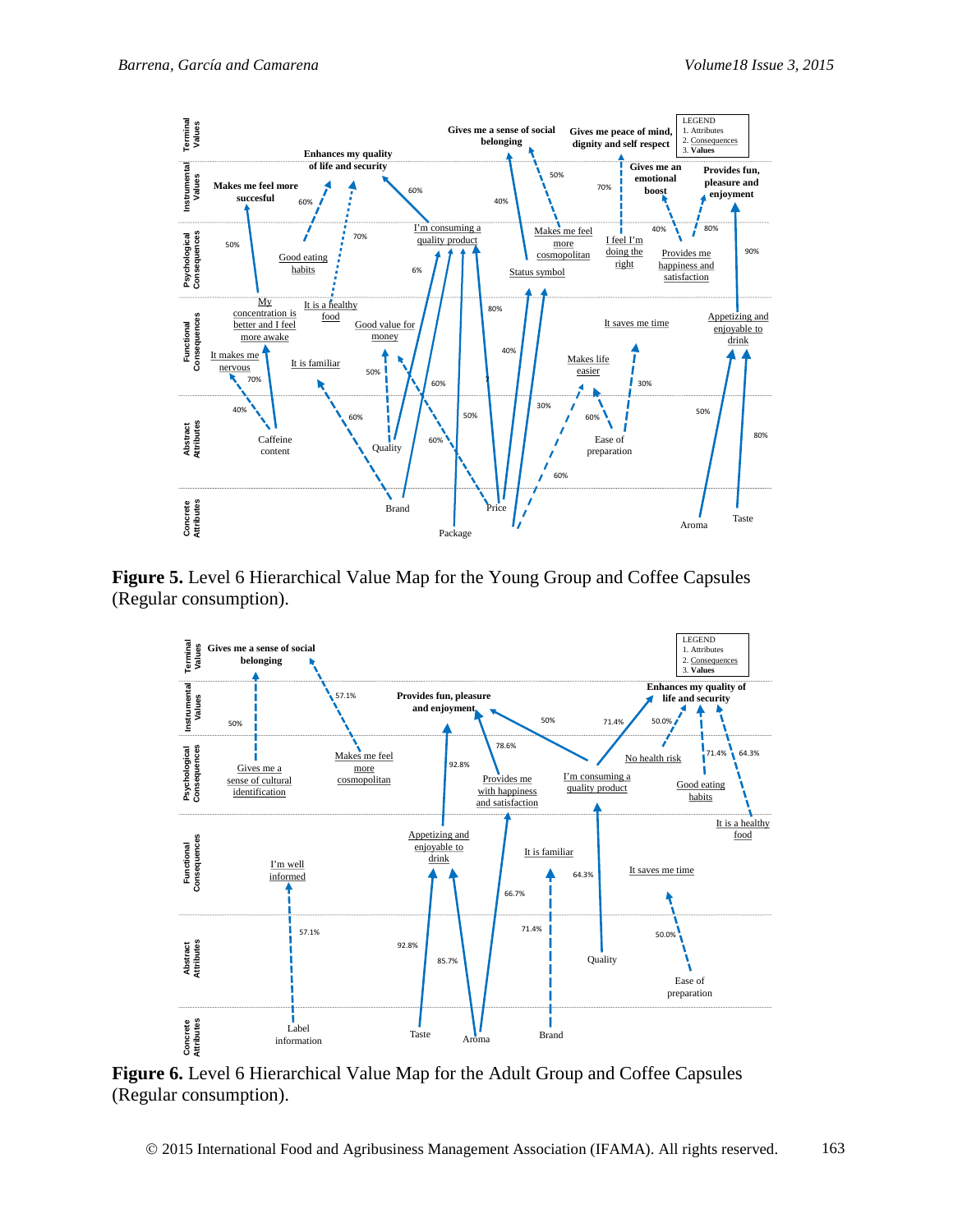**Figure 5.** Level 6 Hierarchical Value Map for the Young Group and Coffee Capsules (Regular consumption).

**Figure 6.** Level 6 Hierarchical Value Map for the Adult Group and Coffee Capsules (Regular consumption).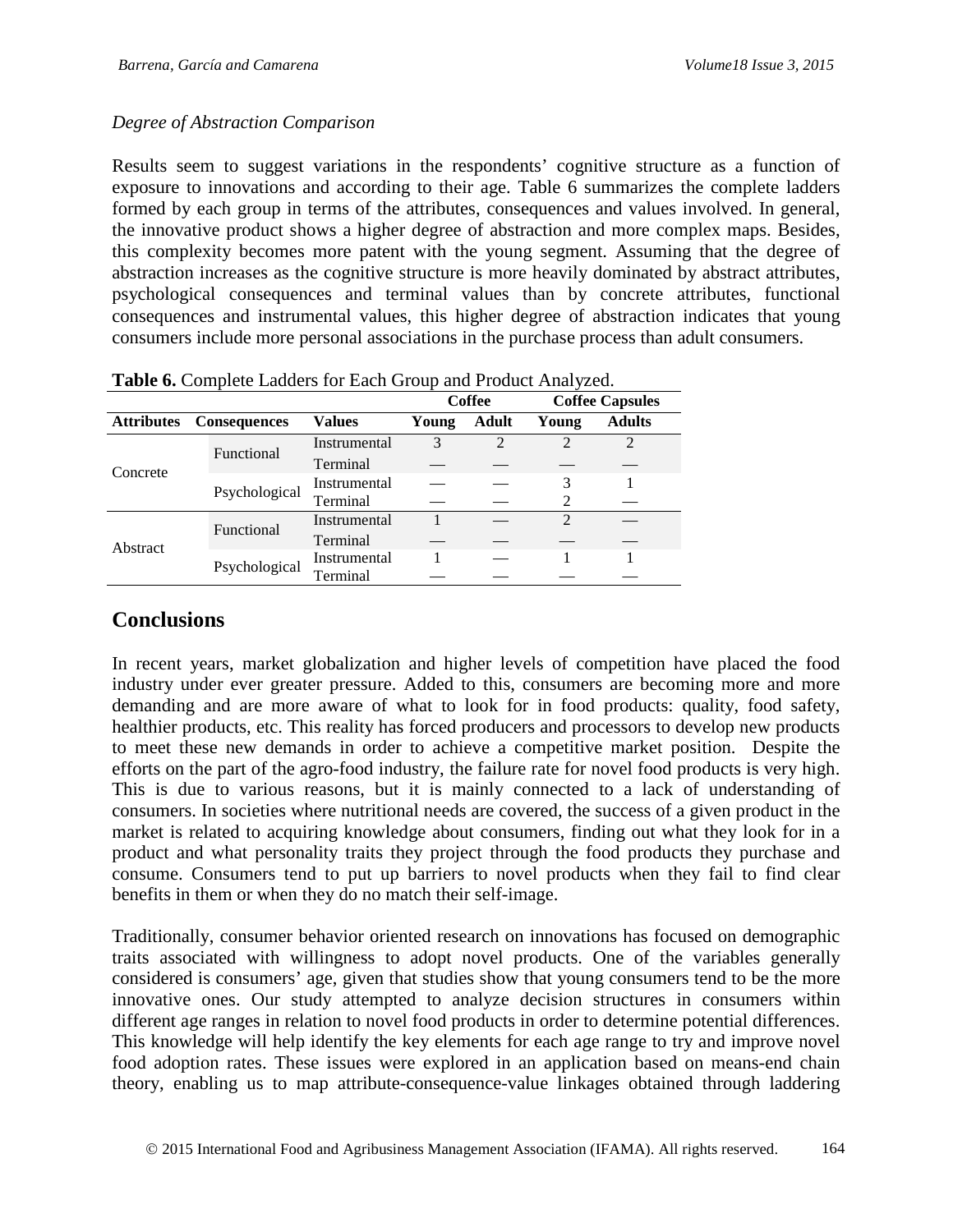*Degree of Abstraction Comparison*

Results seem to suggest variations in the respondents' cognitive structure as a function of exposure to innovations and according to their age. Table 6 summarizes the complete ladders formed by each group in terms of the attributes, consequences and values involved. In general, the innovative product shows a higher degree of abstraction and more complex maps. Besides, this complexity becomes more patent with the young segment. Assuming that the degree of abstraction increases as the cognitive structure is more heavily dominated by abstract attributes, psychological consequences and terminal values than by concrete attributes, functional consequences and instrumental values, this higher degree of abstraction indicates that young consumers include more personal associations in the purchase process than adult consumers.

**Table 6.** Complete Ladders for Each Group and Product Analyzed.

| | | | Coffee | | Coffee Capsules | |
|---|---|---|---|---|---|---|
| **Attributes** | **Consequences** | **Values** | **Young** | **Adult** | **Young** | **Adults** |
| Concrete | Functional | Instrumental | 3 | 2 | 2 | 2 |
| | | Terminal | — | — | — | — |
| | Psychological | Instrumental | — | — | 3 | 1 |
| | | Terminal | — | — | 2 | — |
| Abstract | Functional | Instrumental | 1 | — | 2 | — |
| | | Terminal | — | — | — | — |
| | Psychological | Instrumental | 1 | — | 1 | 1 |
| | | Terminal | — | — | — | — |

## Conclusions

In recent years, market globalization and higher levels of competition have placed the food industry under ever greater pressure. Added to this, consumers are becoming more and more demanding and are more aware of what to look for in food products: quality, food safety, healthier products, etc. This reality has forced producers and processors to develop new products to meet these new demands in order to achieve a competitive market position. Despite the efforts on the part of the agro-food industry, the failure rate for novel food products is very high. This is due to various reasons, but it is mainly connected to a lack of understanding of consumers. In societies where nutritional needs are covered, the success of a given product in the market is related to acquiring knowledge about consumers, finding out what they look for in a product and what personality traits they project through the food products they purchase and consume. Consumers tend to put up barriers to novel products when they fail to find clear benefits in them or when they do no match their self-image.

Traditionally, consumer behavior oriented research on innovations has focused on demographic traits associated with willingness to adopt novel products. One of the variables generally considered is consumers' age, given that studies show that young consumers tend to be the more innovative ones. Our study attempted to analyze decision structures in consumers within different age ranges in relation to novel food products in order to determine potential differences. This knowledge will help identify the key elements for each age range to try and improve novel food adoption rates. These issues were explored in an application based on means-end chain theory, enabling us to map attribute-consequence-value linkages obtained through laddering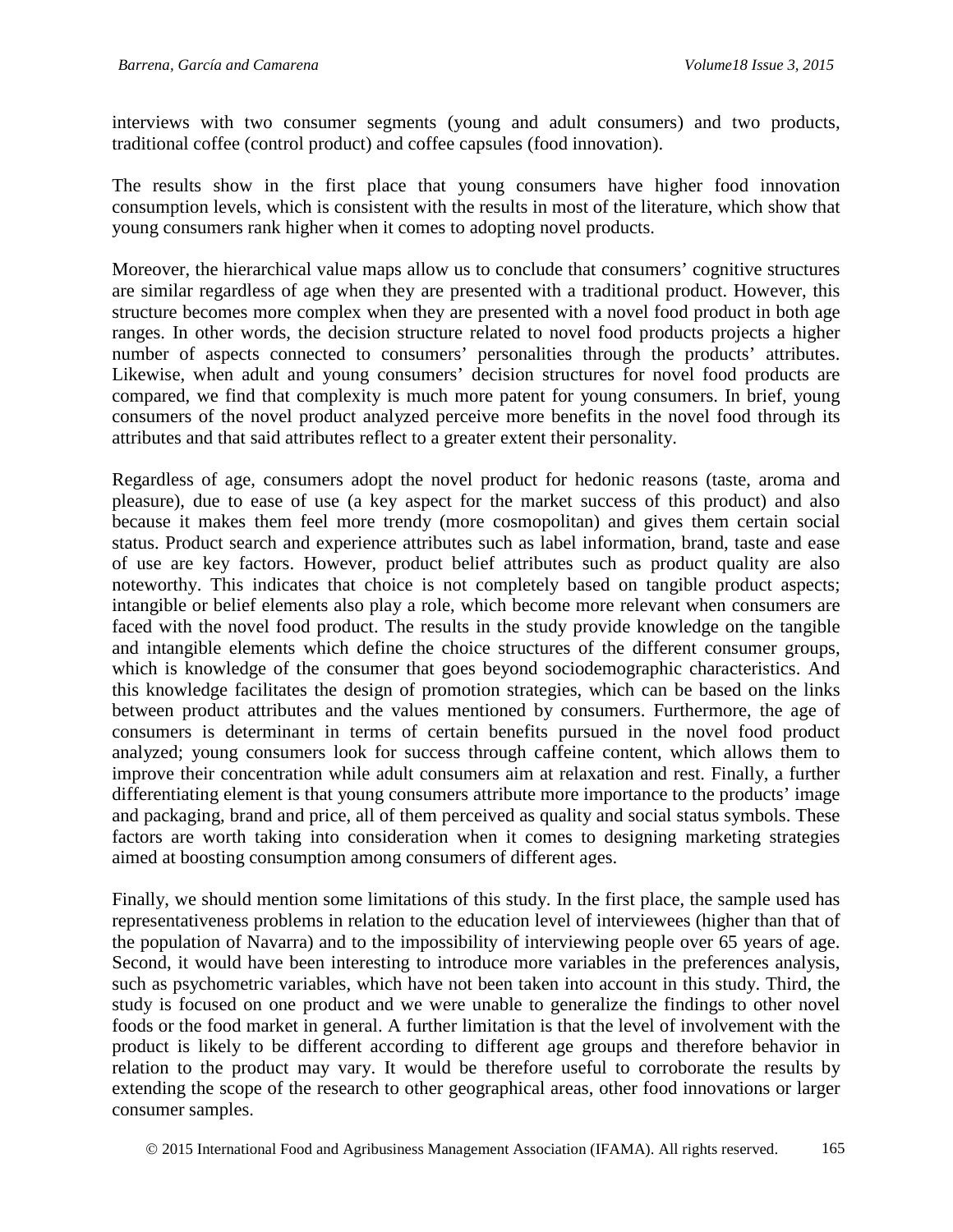interviews with two consumer segments (young and adult consumers) and two products, traditional coffee (control product) and coffee capsules (food innovation).

The results show in the first place that young consumers have higher food innovation consumption levels, which is consistent with the results in most of the literature, which show that young consumers rank higher when it comes to adopting novel products.

Moreover, the hierarchical value maps allow us to conclude that consumers' cognitive structures are similar regardless of age when they are presented with a traditional product. However, this structure becomes more complex when they are presented with a novel food product in both age ranges. In other words, the decision structure related to novel food products projects a higher number of aspects connected to consumers' personalities through the products' attributes. Likewise, when adult and young consumers' decision structures for novel food products are compared, we find that complexity is much more patent for young consumers. In brief, young consumers of the novel product analyzed perceive more benefits in the novel food through its attributes and that said attributes reflect to a greater extent their personality.

Regardless of age, consumers adopt the novel product for hedonic reasons (taste, aroma and pleasure), due to ease of use (a key aspect for the market success of this product) and also because it makes them feel more trendy (more cosmopolitan) and gives them certain social status. Product search and experience attributes such as label information, brand, taste and ease of use are key factors. However, product belief attributes such as product quality are also noteworthy. This indicates that choice is not completely based on tangible product aspects; intangible or belief elements also play a role, which become more relevant when consumers are faced with the novel food product. The results in the study provide knowledge on the tangible and intangible elements which define the choice structures of the different consumer groups, which is knowledge of the consumer that goes beyond sociodemographic characteristics. And this knowledge facilitates the design of promotion strategies, which can be based on the links between product attributes and the values mentioned by consumers. Furthermore, the age of consumers is determinant in terms of certain benefits pursued in the novel food product analyzed; young consumers look for success through caffeine content, which allows them to improve their concentration while adult consumers aim at relaxation and rest. Finally, a further differentiating element is that young consumers attribute more importance to the products' image and packaging, brand and price, all of them perceived as quality and social status symbols. These factors are worth taking into consideration when it comes to designing marketing strategies aimed at boosting consumption among consumers of different ages.

Finally, we should mention some limitations of this study. In the first place, the sample used has representativeness problems in relation to the education level of interviewees (higher than that of the population of Navarra) and to the impossibility of interviewing people over 65 years of age. Second, it would have been interesting to introduce more variables in the preferences analysis, such as psychometric variables, which have not been taken into account in this study. Third, the study is focused on one product and we were unable to generalize the findings to other novel foods or the food market in general. A further limitation is that the level of involvement with the product is likely to be different according to different age groups and therefore behavior in relation to the product may vary. It would be therefore useful to corroborate the results by extending the scope of the research to other geographical areas, other food innovations or larger consumer samples.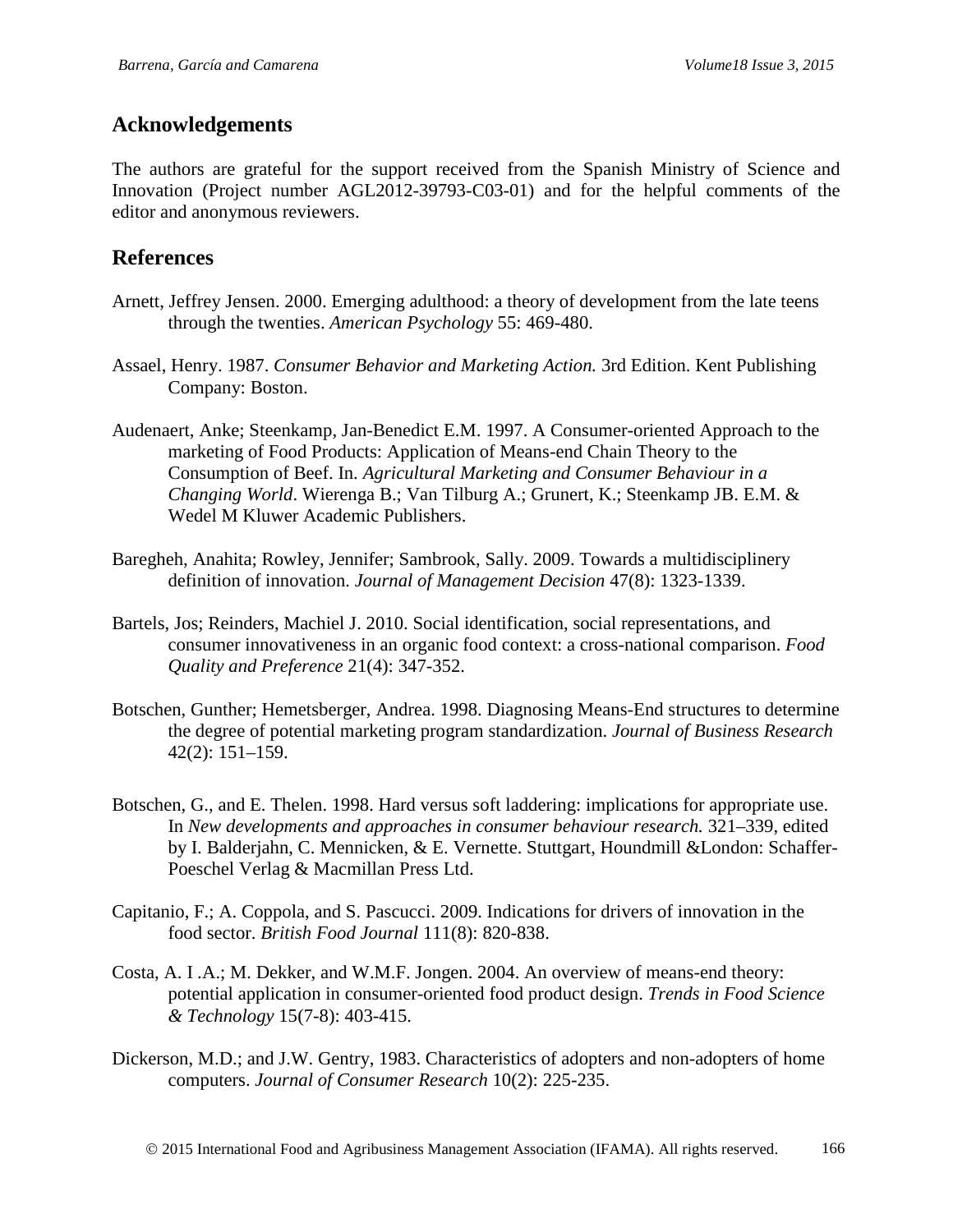## Acknowledgements

The authors are grateful for the support received from the Spanish Ministry of Science and Innovation (Project number AGL2012-39793-C03-01) and for the helpful comments of the editor and anonymous reviewers.

## References

Arnett, Jeffrey Jensen. 2000. Emerging adulthood: a theory of development from the late teens through the twenties. *American Psychology* 55: 469-480.

Assael, Henry. 1987. *Consumer Behavior and Marketing Action.* 3rd Edition. Kent Publishing Company: Boston.

Audenaert, Anke; Steenkamp, Jan-Benedict E.M. 1997. A Consumer-oriented Approach to the marketing of Food Products: Application of Means-end Chain Theory to the Consumption of Beef. In. *Agricultural Marketing and Consumer Behaviour in a Changing World*. Wierenga B.; Van Tilburg A.; Grunert, K.; Steenkamp JB. E.M. & Wedel M Kluwer Academic Publishers.

Baregheh, Anahita; Rowley, Jennifer; Sambrook, Sally. 2009. Towards a multidisciplinery definition of innovation. *Journal of Management Decision* 47(8): 1323-1339.

Bartels, Jos; Reinders, Machiel J. 2010. Social identification, social representations, and consumer innovativeness in an organic food context: a cross-national comparison. *Food Quality and Preference* 21(4): 347-352.

Botschen, Gunther; Hemetsberger, Andrea. 1998. Diagnosing Means-End structures to determine the degree of potential marketing program standardization. *Journal of Business Research* 42(2): 151–159.

Botschen, G., and E. Thelen. 1998. Hard versus soft laddering: implications for appropriate use. In *New developments and approaches in consumer behaviour research.* 321–339, edited by I. Balderjahn, C. Mennicken, & E. Vernette. Stuttgart, Houndmill &London: Schaffer-Poeschel Verlag & Macmillan Press Ltd.

Capitanio, F.; A. Coppola, and S. Pascucci. 2009. Indications for drivers of innovation in the food sector. *British Food Journal* 111(8): 820-838.

Costa, A. I .A.; M. Dekker, and W.M.F. Jongen. 2004. An overview of means-end theory: potential application in consumer-oriented food product design. *Trends in Food Science & Technology* 15(7-8): 403-415.

Dickerson, M.D.; and J.W. Gentry, 1983. Characteristics of adopters and non-adopters of home computers. *Journal of Consumer Research* 10(2): 225-235.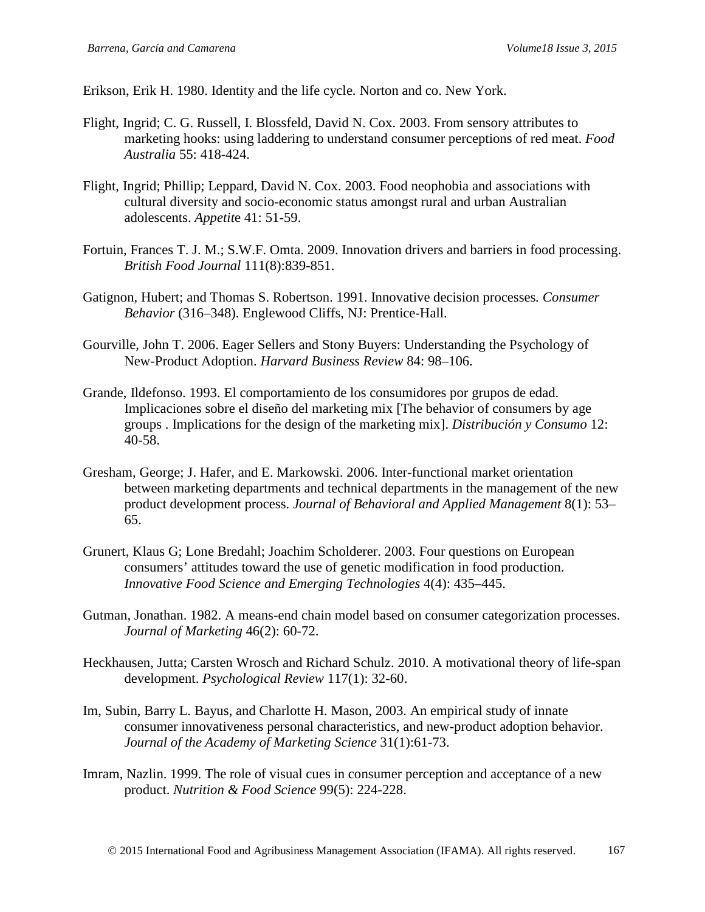Erikson, Erik H. 1980. Identity and the life cycle. Norton and co. New York.

Flight, Ingrid; C. G. Russell, I. Blossfeld, David N. Cox. 2003. From sensory attributes to marketing hooks: using laddering to understand consumer perceptions of red meat. *Food Australia* 55: 418-424.

Flight, Ingrid; Phillip; Leppard, David N. Cox. 2003. Food neophobia and associations with cultural diversity and socio-economic status amongst rural and urban Australian adolescents. *Appetite* 41: 51-59.

Fortuin, Frances T. J. M.; S.W.F. Omta. 2009. Innovation drivers and barriers in food processing. *British Food Journal* 111(8):839-851.

Gatignon, Hubert; and Thomas S. Robertson. 1991. Innovative decision processes. *Consumer Behavior* (316–348). Englewood Cliffs, NJ: Prentice-Hall.

Gourville, John T. 2006. Eager Sellers and Stony Buyers: Understanding the Psychology of New-Product Adoption. *Harvard Business Review* 84: 98–106.

Grande, Ildefonso. 1993. El comportamiento de los consumidores por grupos de edad. Implicaciones sobre el diseño del marketing mix [The behavior of consumers by age groups . Implications for the design of the marketing mix]. *Distribución y Consumo* 12: 40-58.

Gresham, George; J. Hafer, and E. Markowski. 2006. Inter-functional market orientation between marketing departments and technical departments in the management of the new product development process. *Journal of Behavioral and Applied Management* 8(1): 53–65.

Grunert, Klaus G; Lone Bredahl; Joachim Scholderer. 2003. Four questions on European consumers' attitudes toward the use of genetic modification in food production. *Innovative Food Science and Emerging Technologies* 4(4): 435–445.

Gutman, Jonathan. 1982. A means-end chain model based on consumer categorization processes. *Journal of Marketing* 46(2): 60-72.

Heckhausen, Jutta; Carsten Wrosch and Richard Schulz. 2010. A motivational theory of life-span development. *Psychological Review* 117(1): 32-60.

Im, Subin, Barry L. Bayus, and Charlotte H. Mason, 2003. An empirical study of innate consumer innovativeness personal characteristics, and new-product adoption behavior. *Journal of the Academy of Marketing Science* 31(1):61-73.

Imram, Nazlin. 1999. The role of visual cues in consumer perception and acceptance of a new product. *Nutrition & Food Science* 99(5): 224-228.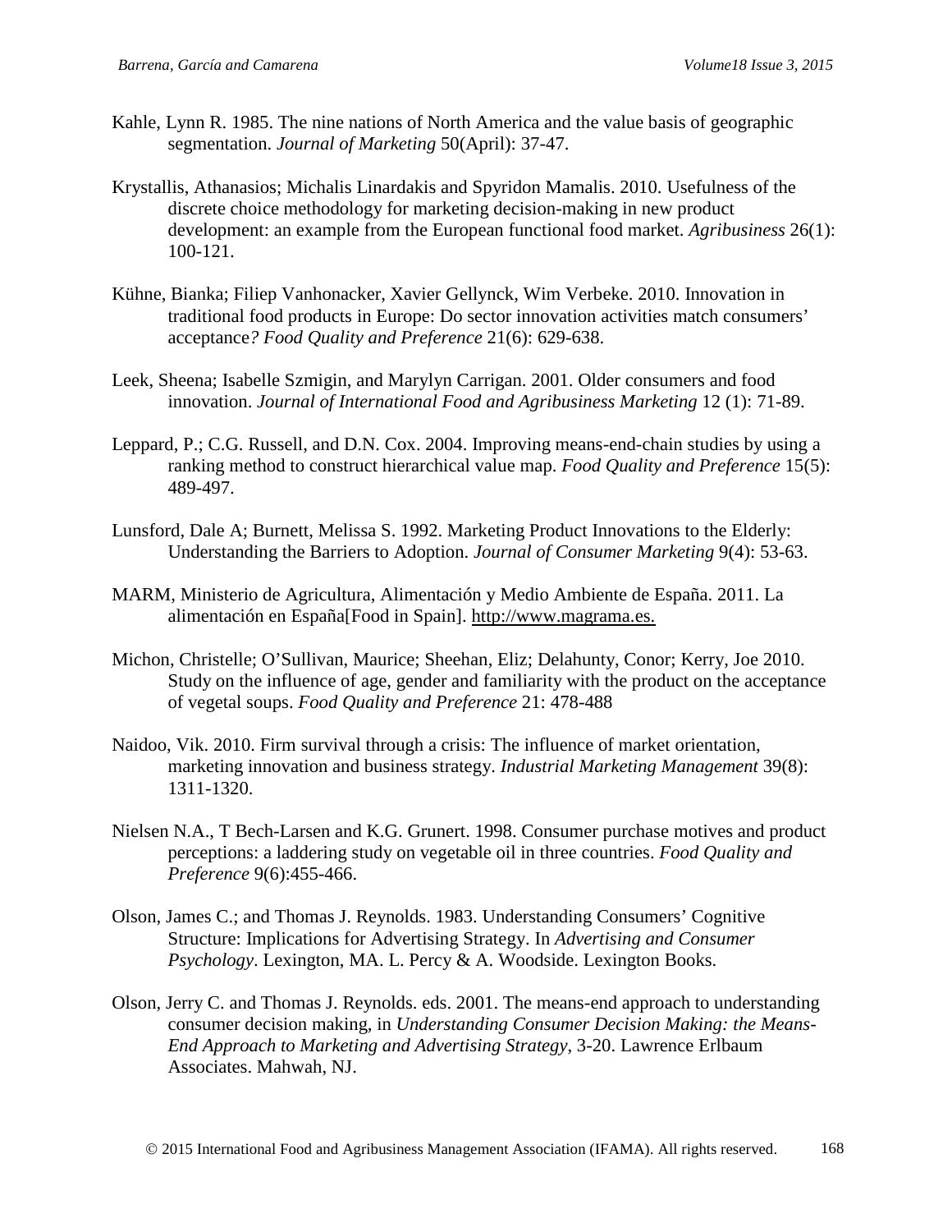Kahle, Lynn R. 1985. The nine nations of North America and the value basis of geographic segmentation. *Journal of Marketing* 50(April): 37-47.

Krystallis, Athanasios; Michalis Linardakis and Spyridon Mamalis. 2010. Usefulness of the discrete choice methodology for marketing decision-making in new product development: an example from the European functional food market. *Agribusiness* 26(1): 100-121.

Kühne, Bianka; Filiep Vanhonacker, Xavier Gellynck, Wim Verbeke. 2010. Innovation in traditional food products in Europe: Do sector innovation activities match consumers' acceptance*? Food Quality and Preference* 21(6): 629-638.

Leek, Sheena; Isabelle Szmigin, and Marylyn Carrigan. 2001. Older consumers and food innovation. *Journal of International Food and Agribusiness Marketing* 12 (1): 71-89.

Leppard, P.; C.G. Russell, and D.N. Cox. 2004. Improving means-end-chain studies by using a ranking method to construct hierarchical value map. *Food Quality and Preference* 15(5): 489-497.

Lunsford, Dale A; Burnett, Melissa S. 1992. Marketing Product Innovations to the Elderly: Understanding the Barriers to Adoption. *Journal of Consumer Marketing* 9(4): 53-63.

MARM, Ministerio de Agricultura, Alimentación y Medio Ambiente de España. 2011. La alimentación en España[Food in Spain]. http://www.magrama.es.

Michon, Christelle; O'Sullivan, Maurice; Sheehan, Eliz; Delahunty, Conor; Kerry, Joe 2010. Study on the influence of age, gender and familiarity with the product on the acceptance of vegetal soups. *Food Quality and Preference* 21: 478-488

Naidoo, Vik. 2010. Firm survival through a crisis: The influence of market orientation, marketing innovation and business strategy. *Industrial Marketing Management* 39(8): 1311-1320.

Nielsen N.A., T Bech-Larsen and K.G. Grunert. 1998. Consumer purchase motives and product perceptions: a laddering study on vegetable oil in three countries. *Food Quality and Preference* 9(6):455-466.

Olson, James C.; and Thomas J. Reynolds. 1983. Understanding Consumers' Cognitive Structure: Implications for Advertising Strategy. In *Advertising and Consumer Psychology*. Lexington, MA. L. Percy & A. Woodside. Lexington Books.

Olson, Jerry C. and Thomas J. Reynolds. eds. 2001. The means-end approach to understanding consumer decision making, in *Understanding Consumer Decision Making: the Means-End Approach to Marketing and Advertising Strategy*, 3-20. Lawrence Erlbaum Associates. Mahwah, NJ.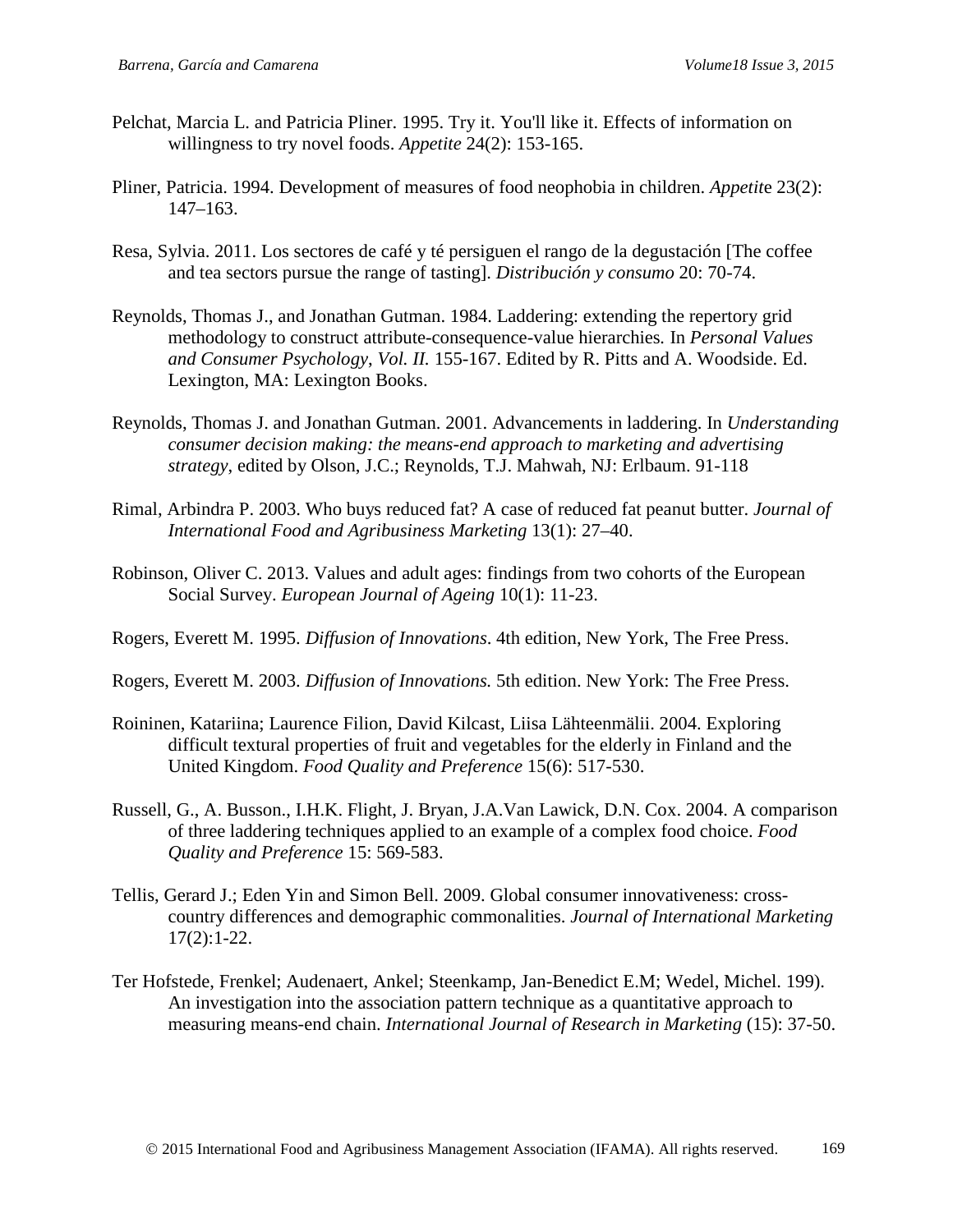Pelchat, Marcia L. and Patricia Pliner. 1995. Try it. You'll like it. Effects of information on willingness to try novel foods. *Appetite* 24(2): 153-165.

Pliner, Patricia. 1994. Development of measures of food neophobia in children. *Appetite* 23(2): 147–163.

Resa, Sylvia. 2011. Los sectores de café y té persiguen el rango de la degustación [The coffee and tea sectors pursue the range of tasting]. *Distribución y consumo* 20: 70-74.

Reynolds, Thomas J., and Jonathan Gutman. 1984. Laddering: extending the repertory grid methodology to construct attribute-consequence-value hierarchies. In *Personal Values and Consumer Psychology*, *Vol. II.* 155-167. Edited by R. Pitts and A. Woodside. Ed. Lexington, MA: Lexington Books.

Reynolds, Thomas J. and Jonathan Gutman. 2001. Advancements in laddering. In *Understanding consumer decision making: the means-end approach to marketing and advertising strategy*, edited by Olson, J.C.; Reynolds, T.J. Mahwah, NJ: Erlbaum. 91-118

Rimal, Arbindra P. 2003. Who buys reduced fat? A case of reduced fat peanut butter. *Journal of International Food and Agribusiness Marketing* 13(1): 27–40.

Robinson, Oliver C. 2013. Values and adult ages: findings from two cohorts of the European Social Survey. *European Journal of Ageing* 10(1): 11-23.

Rogers, Everett M. 1995. *Diffusion of Innovations*. 4th edition, New York, The Free Press.

Rogers, Everett M. 2003. *Diffusion of Innovations.* 5th edition. New York: The Free Press.

Roininen, Katariina; Laurence Filion, David Kilcast, Liisa Lähteenmälii. 2004. Exploring difficult textural properties of fruit and vegetables for the elderly in Finland and the United Kingdom. *Food Quality and Preference* 15(6): 517-530.

Russell, G., A. Busson., I.H.K. Flight, J. Bryan, J.A.Van Lawick, D.N. Cox. 2004. A comparison of three laddering techniques applied to an example of a complex food choice. *Food Quality and Preference* 15: 569-583.

Tellis, Gerard J.; Eden Yin and Simon Bell. 2009. Global consumer innovativeness: cross-country differences and demographic commonalities. *Journal of International Marketing* 17(2):1-22.

Ter Hofstede, Frenkel; Audenaert, Ankel; Steenkamp, Jan-Benedict E.M; Wedel, Michel. 199). An investigation into the association pattern technique as a quantitative approach to measuring means-end chain. *International Journal of Research in Marketing* (15): 37-50.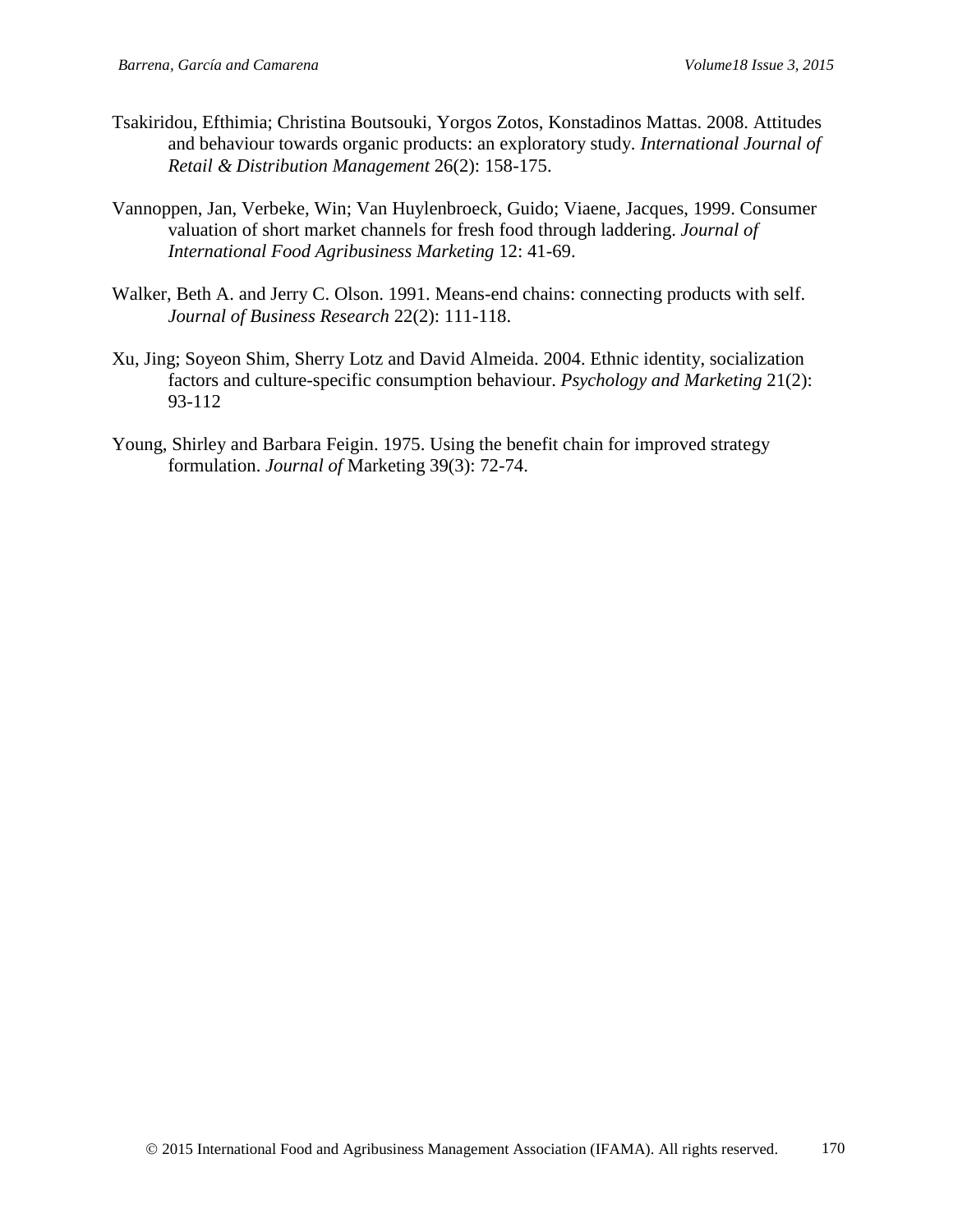Tsakiridou, Efthimia; Christina Boutsouki, Yorgos Zotos, Konstadinos Mattas. 2008. Attitudes and behaviour towards organic products: an exploratory study. *International Journal of Retail & Distribution Management* 26(2): 158-175.

Vannoppen, Jan, Verbeke, Win; Van Huylenbroeck, Guido; Viaene, Jacques, 1999. Consumer valuation of short market channels for fresh food through laddering. *Journal of International Food Agribusiness Marketing* 12: 41-69.

Walker, Beth A. and Jerry C. Olson. 1991. Means-end chains: connecting products with self. *Journal of Business Research* 22(2): 111-118.

Xu, Jing; Soyeon Shim, Sherry Lotz and David Almeida. 2004. Ethnic identity, socialization factors and culture-specific consumption behaviour. *Psychology and Marketing* 21(2): 93-112

Young, Shirley and Barbara Feigin. 1975. Using the benefit chain for improved strategy formulation. *Journal of* Marketing 39(3): 72-74.